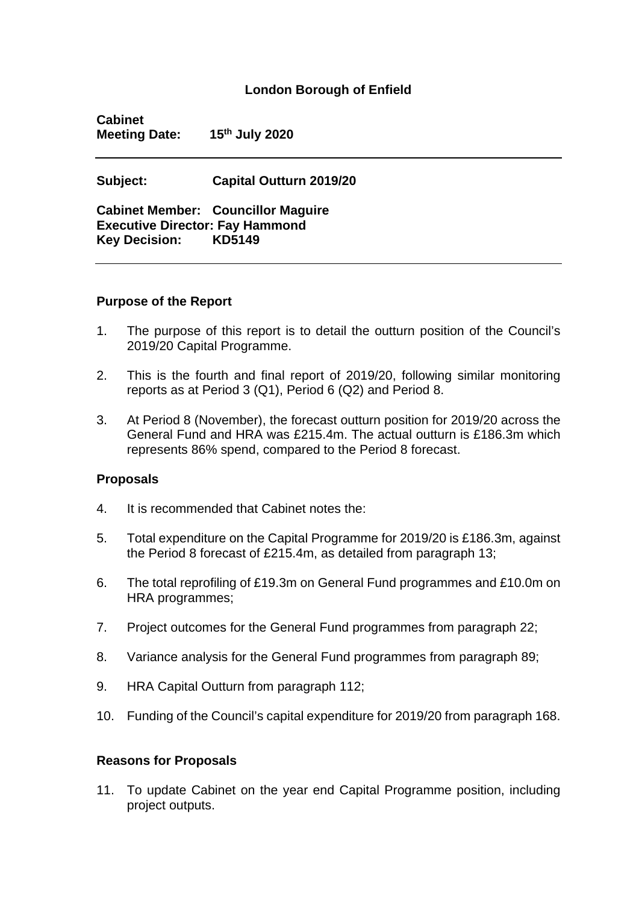# London Borough of Enfield

**Cabinet**
**Meeting Date: 15th July 2020**

---

**Subject: Capital Outturn 2019/20**

**Cabinet Member: Councillor Maguire**
**Executive Director: Fay Hammond**
**Key Decision: KD5149**

---

## Purpose of the Report

1. The purpose of this report is to detail the outturn position of the Council's 2019/20 Capital Programme.

2. This is the fourth and final report of 2019/20, following similar monitoring reports as at Period 3 (Q1), Period 6 (Q2) and Period 8.

3. At Period 8 (November), the forecast outturn position for 2019/20 across the General Fund and HRA was £215.4m. The actual outturn is £186.3m which represents 86% spend, compared to the Period 8 forecast.

## Proposals

4. It is recommended that Cabinet notes the:

5. Total expenditure on the Capital Programme for 2019/20 is £186.3m, against the Period 8 forecast of £215.4m, as detailed from paragraph 13;

6. The total reprofiling of £19.3m on General Fund programmes and £10.0m on HRA programmes;

7. Project outcomes for the General Fund programmes from paragraph 22;

8. Variance analysis for the General Fund programmes from paragraph 89;

9. HRA Capital Outturn from paragraph 112;

10. Funding of the Council's capital expenditure for 2019/20 from paragraph 168.

## Reasons for Proposals

11. To update Cabinet on the year end Capital Programme position, including project outputs.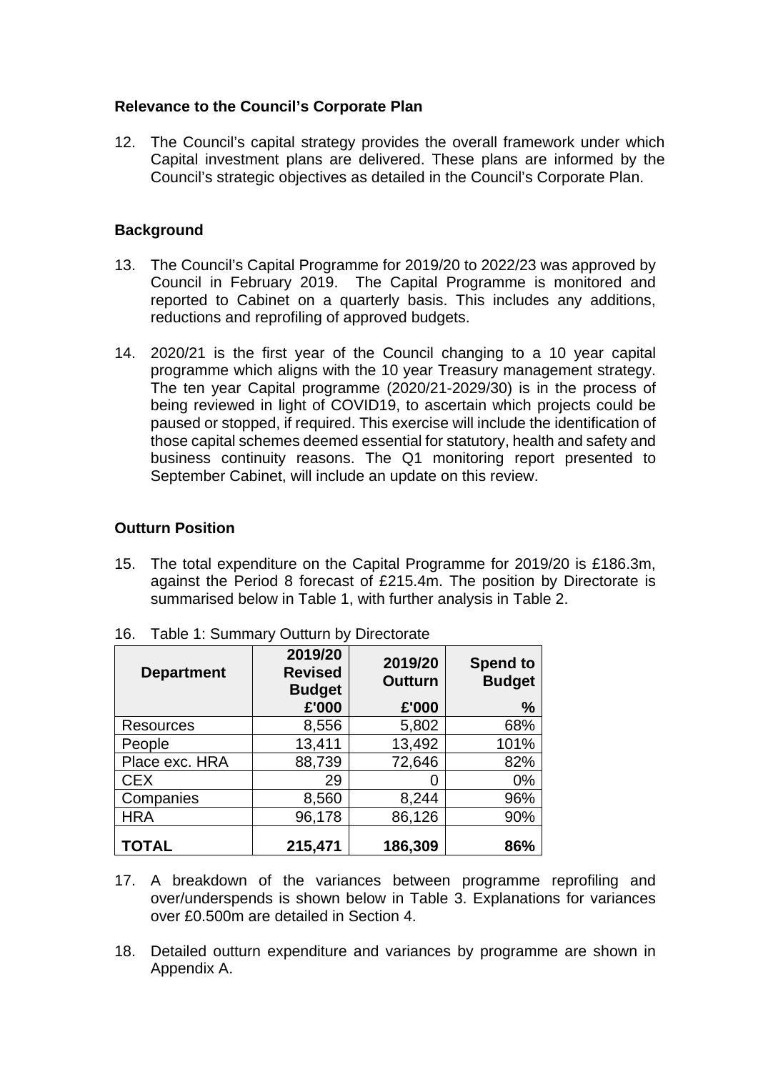## Relevance to the Council's Corporate Plan

12. The Council's capital strategy provides the overall framework under which Capital investment plans are delivered. These plans are informed by the Council's strategic objectives as detailed in the Council's Corporate Plan.

## Background

13. The Council's Capital Programme for 2019/20 to 2022/23 was approved by Council in February 2019. The Capital Programme is monitored and reported to Cabinet on a quarterly basis. This includes any additions, reductions and reprofiling of approved budgets.

14. 2020/21 is the first year of the Council changing to a 10 year capital programme which aligns with the 10 year Treasury management strategy. The ten year Capital programme (2020/21-2029/30) is in the process of being reviewed in light of COVID19, to ascertain which projects could be paused or stopped, if required. This exercise will include the identification of those capital schemes deemed essential for statutory, health and safety and business continuity reasons. The Q1 monitoring report presented to September Cabinet, will include an update on this review.

## Outturn Position

15. The total expenditure on the Capital Programme for 2019/20 is £186.3m, against the Period 8 forecast of £215.4m. The position by Directorate is summarised below in Table 1, with further analysis in Table 2.

16. Table 1: Summary Outturn by Directorate

| Department | 2019/20 Revised Budget £'000 | 2019/20 Outturn £'000 | Spend to Budget % |
|---|---|---|---|
| Resources | 8,556 | 5,802 | 68% |
| People | 13,411 | 13,492 | 101% |
| Place exc. HRA | 88,739 | 72,646 | 82% |
| CEX | 29 | 0 | 0% |
| Companies | 8,560 | 8,244 | 96% |
| HRA | 96,178 | 86,126 | 90% |
| **TOTAL** | **215,471** | **186,309** | **86%** |

17. A breakdown of the variances between programme reprofiling and over/underspends is shown below in Table 3. Explanations for variances over £0.500m are detailed in Section 4.

18. Detailed outturn expenditure and variances by programme are shown in Appendix A.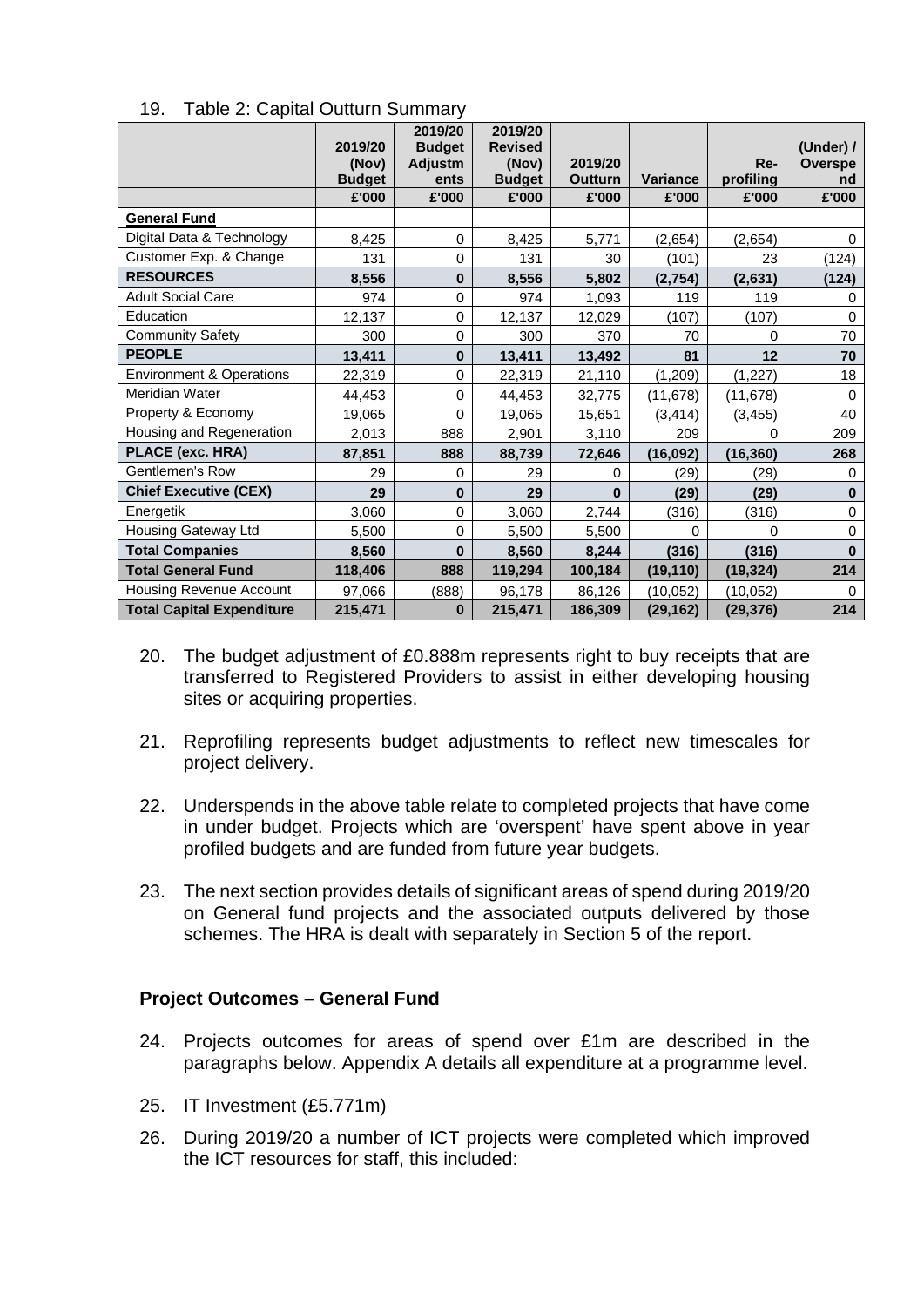19. Table 2: Capital Outturn Summary

| | 2019/20 (Nov) Budget | 2019/20 Budget Adjustments | 2019/20 Revised (Nov) Budget | 2019/20 Outturn | Variance | Re-profiling | (Under) / Overspend |
|---|---|---|---|---|---|---|---|
| | £'000 | £'000 | £'000 | £'000 | £'000 | £'000 | £'000 |
| **General Fund** | | | | | | | |
| Digital Data & Technology | 8,425 | 0 | 8,425 | 5,771 | (2,654) | (2,654) | 0 |
| Customer Exp. & Change | 131 | 0 | 131 | 30 | (101) | 23 | (124) |
| **RESOURCES** | **8,556** | **0** | **8,556** | **5,802** | **(2,754)** | **(2,631)** | **(124)** |
| Adult Social Care | 974 | 0 | 974 | 1,093 | 119 | 119 | 0 |
| Education | 12,137 | 0 | 12,137 | 12,029 | (107) | (107) | 0 |
| Community Safety | 300 | 0 | 300 | 370 | 70 | 0 | 70 |
| **PEOPLE** | **13,411** | **0** | **13,411** | **13,492** | **81** | **12** | **70** |
| Environment & Operations | 22,319 | 0 | 22,319 | 21,110 | (1,209) | (1,227) | 18 |
| Meridian Water | 44,453 | 0 | 44,453 | 32,775 | (11,678) | (11,678) | 0 |
| Property & Economy | 19,065 | 0 | 19,065 | 15,651 | (3,414) | (3,455) | 40 |
| Housing and Regeneration | 2,013 | 888 | 2,901 | 3,110 | 209 | 0 | 209 |
| **PLACE (exc. HRA)** | **87,851** | **888** | **88,739** | **72,646** | **(16,092)** | **(16,360)** | **268** |
| Gentlemen's Row | 29 | 0 | 29 | 0 | (29) | (29) | 0 |
| **Chief Executive (CEX)** | **29** | **0** | **29** | **0** | **(29)** | **(29)** | **0** |
| Energetik | 3,060 | 0 | 3,060 | 2,744 | (316) | (316) | 0 |
| Housing Gateway Ltd | 5,500 | 0 | 5,500 | 5,500 | 0 | 0 | 0 |
| **Total Companies** | **8,560** | **0** | **8,560** | **8,244** | **(316)** | **(316)** | **0** |
| **Total General Fund** | **118,406** | **888** | **119,294** | **100,184** | **(19,110)** | **(19,324)** | **214** |
| Housing Revenue Account | 97,066 | (888) | 96,178 | 86,126 | (10,052) | (10,052) | 0 |
| **Total Capital Expenditure** | **215,471** | **0** | **215,471** | **186,309** | **(29,162)** | **(29,376)** | **214** |

20. The budget adjustment of £0.888m represents right to buy receipts that are transferred to Registered Providers to assist in either developing housing sites or acquiring properties.

21. Reprofiling represents budget adjustments to reflect new timescales for project delivery.

22. Underspends in the above table relate to completed projects that have come in under budget. Projects which are 'overspent' have spent above in year profiled budgets and are funded from future year budgets.

23. The next section provides details of significant areas of spend during 2019/20 on General fund projects and the associated outputs delivered by those schemes. The HRA is dealt with separately in Section 5 of the report.

**Project Outcomes – General Fund**

24. Projects outcomes for areas of spend over £1m are described in the paragraphs below. Appendix A details all expenditure at a programme level.

25. IT Investment (£5.771m)

26. During 2019/20 a number of ICT projects were completed which improved the ICT resources for staff, this included: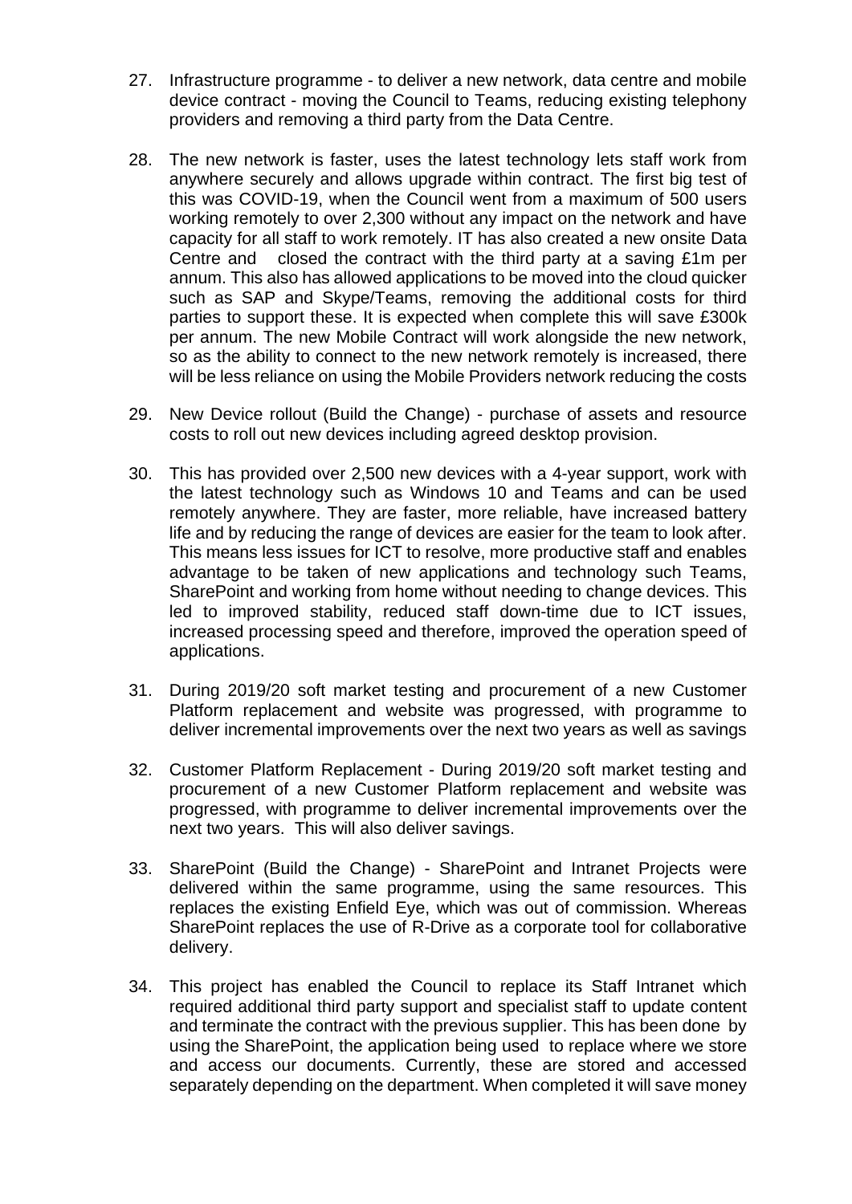27. Infrastructure programme - to deliver a new network, data centre and mobile device contract - moving the Council to Teams, reducing existing telephony providers and removing a third party from the Data Centre.

28. The new network is faster, uses the latest technology lets staff work from anywhere securely and allows upgrade within contract. The first big test of this was COVID-19, when the Council went from a maximum of 500 users working remotely to over 2,300 without any impact on the network and have capacity for all staff to work remotely. IT has also created a new onsite Data Centre and closed the contract with the third party at a saving £1m per annum. This also has allowed applications to be moved into the cloud quicker such as SAP and Skype/Teams, removing the additional costs for third parties to support these. It is expected when complete this will save £300k per annum. The new Mobile Contract will work alongside the new network, so as the ability to connect to the new network remotely is increased, there will be less reliance on using the Mobile Providers network reducing the costs

29. New Device rollout (Build the Change) - purchase of assets and resource costs to roll out new devices including agreed desktop provision.

30. This has provided over 2,500 new devices with a 4-year support, work with the latest technology such as Windows 10 and Teams and can be used remotely anywhere. They are faster, more reliable, have increased battery life and by reducing the range of devices are easier for the team to look after. This means less issues for ICT to resolve, more productive staff and enables advantage to be taken of new applications and technology such Teams, SharePoint and working from home without needing to change devices. This led to improved stability, reduced staff down-time due to ICT issues, increased processing speed and therefore, improved the operation speed of applications.

31. During 2019/20 soft market testing and procurement of a new Customer Platform replacement and website was progressed, with programme to deliver incremental improvements over the next two years as well as savings

32. Customer Platform Replacement - During 2019/20 soft market testing and procurement of a new Customer Platform replacement and website was progressed, with programme to deliver incremental improvements over the next two years. This will also deliver savings.

33. SharePoint (Build the Change) - SharePoint and Intranet Projects were delivered within the same programme, using the same resources. This replaces the existing Enfield Eye, which was out of commission. Whereas SharePoint replaces the use of R-Drive as a corporate tool for collaborative delivery.

34. This project has enabled the Council to replace its Staff Intranet which required additional third party support and specialist staff to update content and terminate the contract with the previous supplier. This has been done by using the SharePoint, the application being used to replace where we store and access our documents. Currently, these are stored and accessed separately depending on the department. When completed it will save money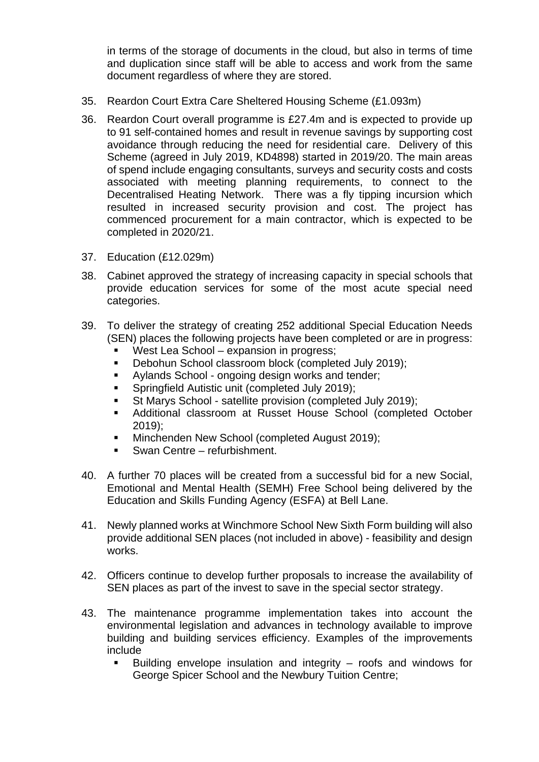in terms of the storage of documents in the cloud, but also in terms of time and duplication since staff will be able to access and work from the same document regardless of where they are stored.

35. Reardon Court Extra Care Sheltered Housing Scheme (£1.093m)

36. Reardon Court overall programme is £27.4m and is expected to provide up to 91 self-contained homes and result in revenue savings by supporting cost avoidance through reducing the need for residential care. Delivery of this Scheme (agreed in July 2019, KD4898) started in 2019/20. The main areas of spend include engaging consultants, surveys and security costs and costs associated with meeting planning requirements, to connect to the Decentralised Heating Network. There was a fly tipping incursion which resulted in increased security provision and cost. The project has commenced procurement for a main contractor, which is expected to be completed in 2020/21.

37. Education (£12.029m)

38. Cabinet approved the strategy of increasing capacity in special schools that provide education services for some of the most acute special need categories.

39. To deliver the strategy of creating 252 additional Special Education Needs (SEN) places the following projects have been completed or are in progress:
    - West Lea School – expansion in progress;
    - Debohun School classroom block (completed July 2019);
    - Aylands School - ongoing design works and tender;
    - Springfield Autistic unit (completed July 2019);
    - St Marys School - satellite provision (completed July 2019);
    - Additional classroom at Russet House School (completed October 2019);
    - Minchenden New School (completed August 2019);
    - Swan Centre – refurbishment.

40. A further 70 places will be created from a successful bid for a new Social, Emotional and Mental Health (SEMH) Free School being delivered by the Education and Skills Funding Agency (ESFA) at Bell Lane.

41. Newly planned works at Winchmore School New Sixth Form building will also provide additional SEN places (not included in above) - feasibility and design works.

42. Officers continue to develop further proposals to increase the availability of SEN places as part of the invest to save in the special sector strategy.

43. The maintenance programme implementation takes into account the environmental legislation and advances in technology available to improve building and building services efficiency. Examples of the improvements include
    - Building envelope insulation and integrity – roofs and windows for George Spicer School and the Newbury Tuition Centre;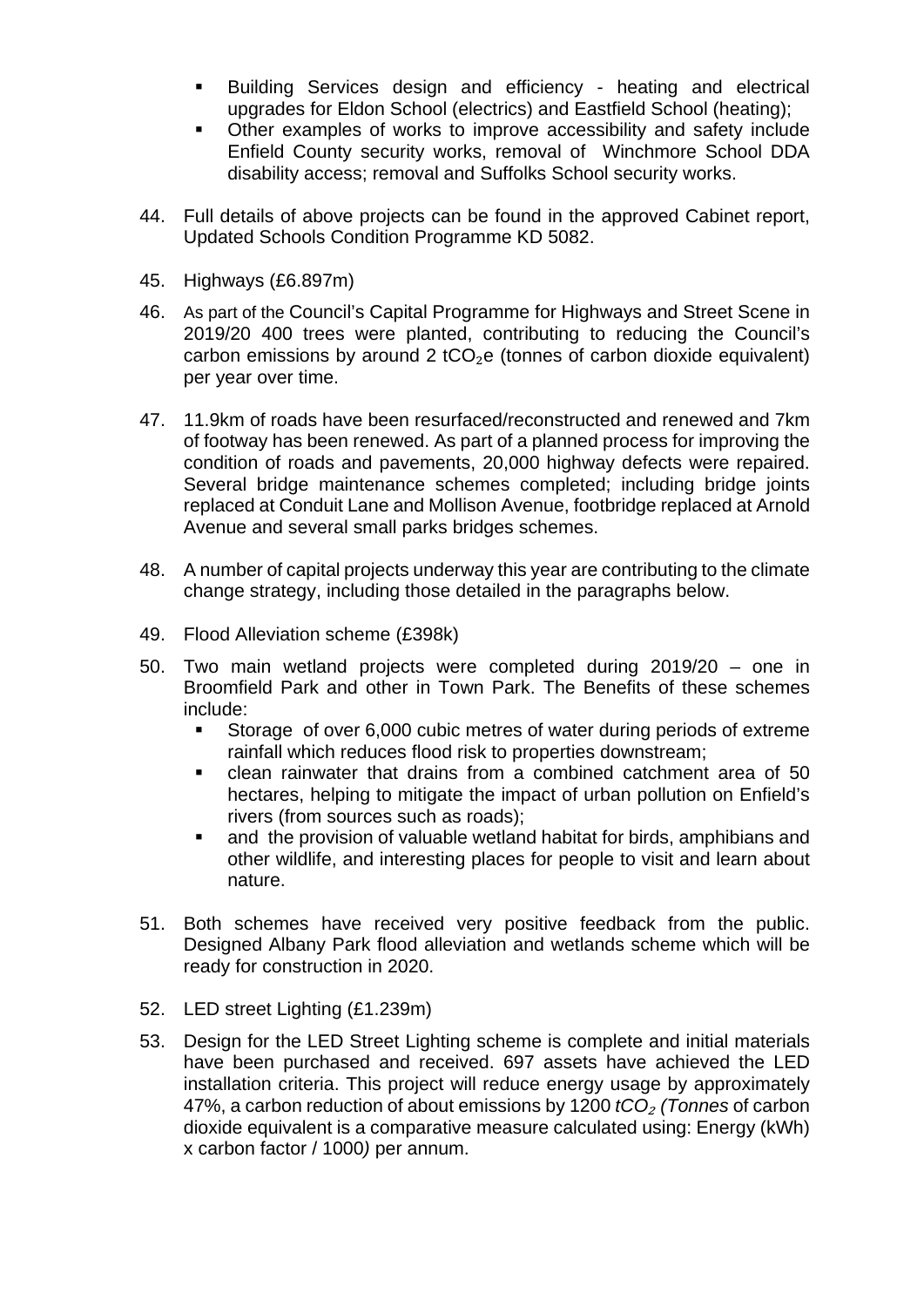- Building Services design and efficiency - heating and electrical upgrades for Eldon School (electrics) and Eastfield School (heating);
- Other examples of works to improve accessibility and safety include Enfield County security works, removal of Winchmore School DDA disability access; removal and Suffolks School security works.

44. Full details of above projects can be found in the approved Cabinet report, Updated Schools Condition Programme KD 5082.

45. Highways (£6.897m)

46. As part of the Council's Capital Programme for Highways and Street Scene in 2019/20 400 trees were planted, contributing to reducing the Council's carbon emissions by around 2 $tCO_2e$ (tonnes of carbon dioxide equivalent) per year over time.

47. 11.9km of roads have been resurfaced/reconstructed and renewed and 7km of footway has been renewed. As part of a planned process for improving the condition of roads and pavements, 20,000 highway defects were repaired. Several bridge maintenance schemes completed; including bridge joints replaced at Conduit Lane and Mollison Avenue, footbridge replaced at Arnold Avenue and several small parks bridges schemes.

48. A number of capital projects underway this year are contributing to the climate change strategy, including those detailed in the paragraphs below.

49. Flood Alleviation scheme (£398k)

50. Two main wetland projects were completed during 2019/20 – one in Broomfield Park and other in Town Park. The Benefits of these schemes include:
    - Storage of over 6,000 cubic metres of water during periods of extreme rainfall which reduces flood risk to properties downstream;
    - clean rainwater that drains from a combined catchment area of 50 hectares, helping to mitigate the impact of urban pollution on Enfield's rivers (from sources such as roads);
    - and the provision of valuable wetland habitat for birds, amphibians and other wildlife, and interesting places for people to visit and learn about nature.

51. Both schemes have received very positive feedback from the public. Designed Albany Park flood alleviation and wetlands scheme which will be ready for construction in 2020.

52. LED street Lighting (£1.239m)

53. Design for the LED Street Lighting scheme is complete and initial materials have been purchased and received. 697 assets have achieved the LED installation criteria. This project will reduce energy usage by approximately 47%, a carbon reduction of about emissions by 1200 *$tCO_2$ (Tonnes* of carbon dioxide equivalent is a comparative measure calculated using: Energy (kWh) x carbon factor / 1000*)* per annum.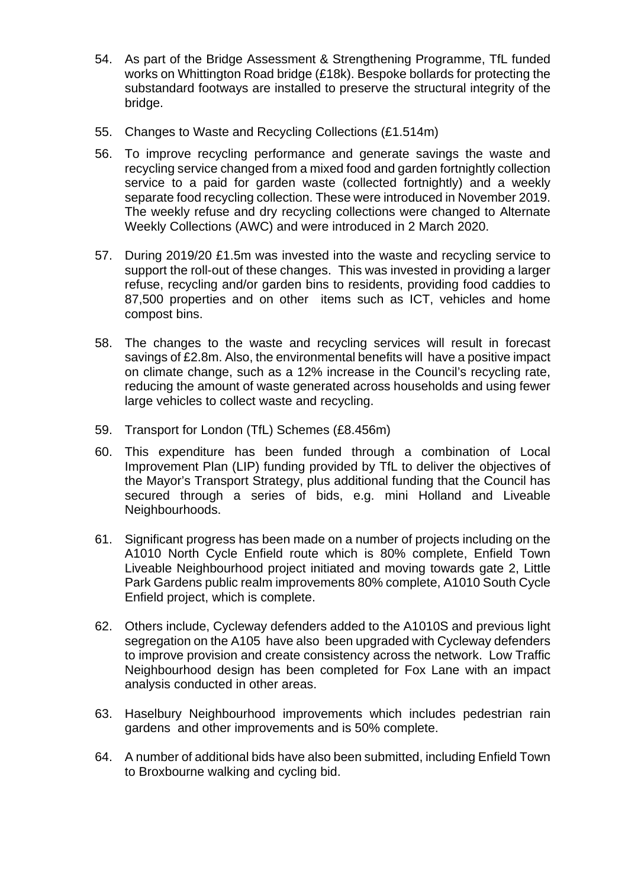54. As part of the Bridge Assessment & Strengthening Programme, TfL funded works on Whittington Road bridge (£18k). Bespoke bollards for protecting the substandard footways are installed to preserve the structural integrity of the bridge.

55. Changes to Waste and Recycling Collections (£1.514m)

56. To improve recycling performance and generate savings the waste and recycling service changed from a mixed food and garden fortnightly collection service to a paid for garden waste (collected fortnightly) and a weekly separate food recycling collection. These were introduced in November 2019. The weekly refuse and dry recycling collections were changed to Alternate Weekly Collections (AWC) and were introduced in 2 March 2020.

57. During 2019/20 £1.5m was invested into the waste and recycling service to support the roll-out of these changes. This was invested in providing a larger refuse, recycling and/or garden bins to residents, providing food caddies to 87,500 properties and on other items such as ICT, vehicles and home compost bins.

58. The changes to the waste and recycling services will result in forecast savings of £2.8m. Also, the environmental benefits will have a positive impact on climate change, such as a 12% increase in the Council's recycling rate, reducing the amount of waste generated across households and using fewer large vehicles to collect waste and recycling.

59. Transport for London (TfL) Schemes (£8.456m)

60. This expenditure has been funded through a combination of Local Improvement Plan (LIP) funding provided by TfL to deliver the objectives of the Mayor's Transport Strategy, plus additional funding that the Council has secured through a series of bids, e.g. mini Holland and Liveable Neighbourhoods.

61. Significant progress has been made on a number of projects including on the A1010 North Cycle Enfield route which is 80% complete, Enfield Town Liveable Neighbourhood project initiated and moving towards gate 2, Little Park Gardens public realm improvements 80% complete, A1010 South Cycle Enfield project, which is complete.

62. Others include, Cycleway defenders added to the A1010S and previous light segregation on the A105 have also been upgraded with Cycleway defenders to improve provision and create consistency across the network. Low Traffic Neighbourhood design has been completed for Fox Lane with an impact analysis conducted in other areas.

63. Haselbury Neighbourhood improvements which includes pedestrian rain gardens and other improvements and is 50% complete.

64. A number of additional bids have also been submitted, including Enfield Town to Broxbourne walking and cycling bid.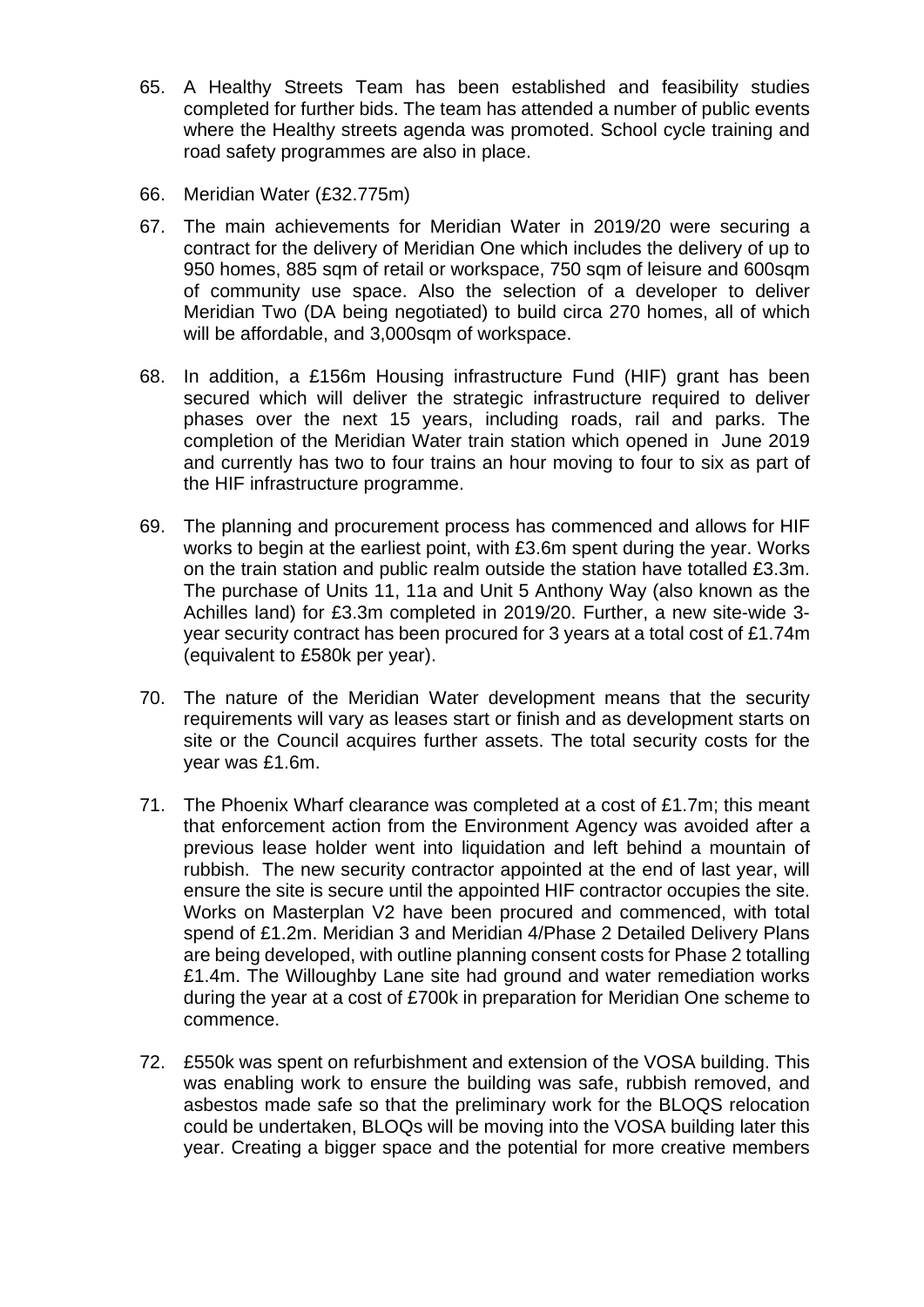65. A Healthy Streets Team has been established and feasibility studies completed for further bids. The team has attended a number of public events where the Healthy streets agenda was promoted. School cycle training and road safety programmes are also in place.

66. Meridian Water (£32.775m)

67. The main achievements for Meridian Water in 2019/20 were securing a contract for the delivery of Meridian One which includes the delivery of up to 950 homes, 885 sqm of retail or workspace, 750 sqm of leisure and 600sqm of community use space. Also the selection of a developer to deliver Meridian Two (DA being negotiated) to build circa 270 homes, all of which will be affordable, and 3,000sqm of workspace.

68. In addition, a £156m Housing infrastructure Fund (HIF) grant has been secured which will deliver the strategic infrastructure required to deliver phases over the next 15 years, including roads, rail and parks. The completion of the Meridian Water train station which opened in June 2019 and currently has two to four trains an hour moving to four to six as part of the HIF infrastructure programme.

69. The planning and procurement process has commenced and allows for HIF works to begin at the earliest point, with £3.6m spent during the year. Works on the train station and public realm outside the station have totalled £3.3m. The purchase of Units 11, 11a and Unit 5 Anthony Way (also known as the Achilles land) for £3.3m completed in 2019/20. Further, a new site-wide 3-year security contract has been procured for 3 years at a total cost of £1.74m (equivalent to £580k per year).

70. The nature of the Meridian Water development means that the security requirements will vary as leases start or finish and as development starts on site or the Council acquires further assets. The total security costs for the year was £1.6m.

71. The Phoenix Wharf clearance was completed at a cost of £1.7m; this meant that enforcement action from the Environment Agency was avoided after a previous lease holder went into liquidation and left behind a mountain of rubbish. The new security contractor appointed at the end of last year, will ensure the site is secure until the appointed HIF contractor occupies the site. Works on Masterplan V2 have been procured and commenced, with total spend of £1.2m. Meridian 3 and Meridian 4/Phase 2 Detailed Delivery Plans are being developed, with outline planning consent costs for Phase 2 totalling £1.4m. The Willoughby Lane site had ground and water remediation works during the year at a cost of £700k in preparation for Meridian One scheme to commence.

72. £550k was spent on refurbishment and extension of the VOSA building. This was enabling work to ensure the building was safe, rubbish removed, and asbestos made safe so that the preliminary work for the BLOQS relocation could be undertaken, BLOQs will be moving into the VOSA building later this year. Creating a bigger space and the potential for more creative members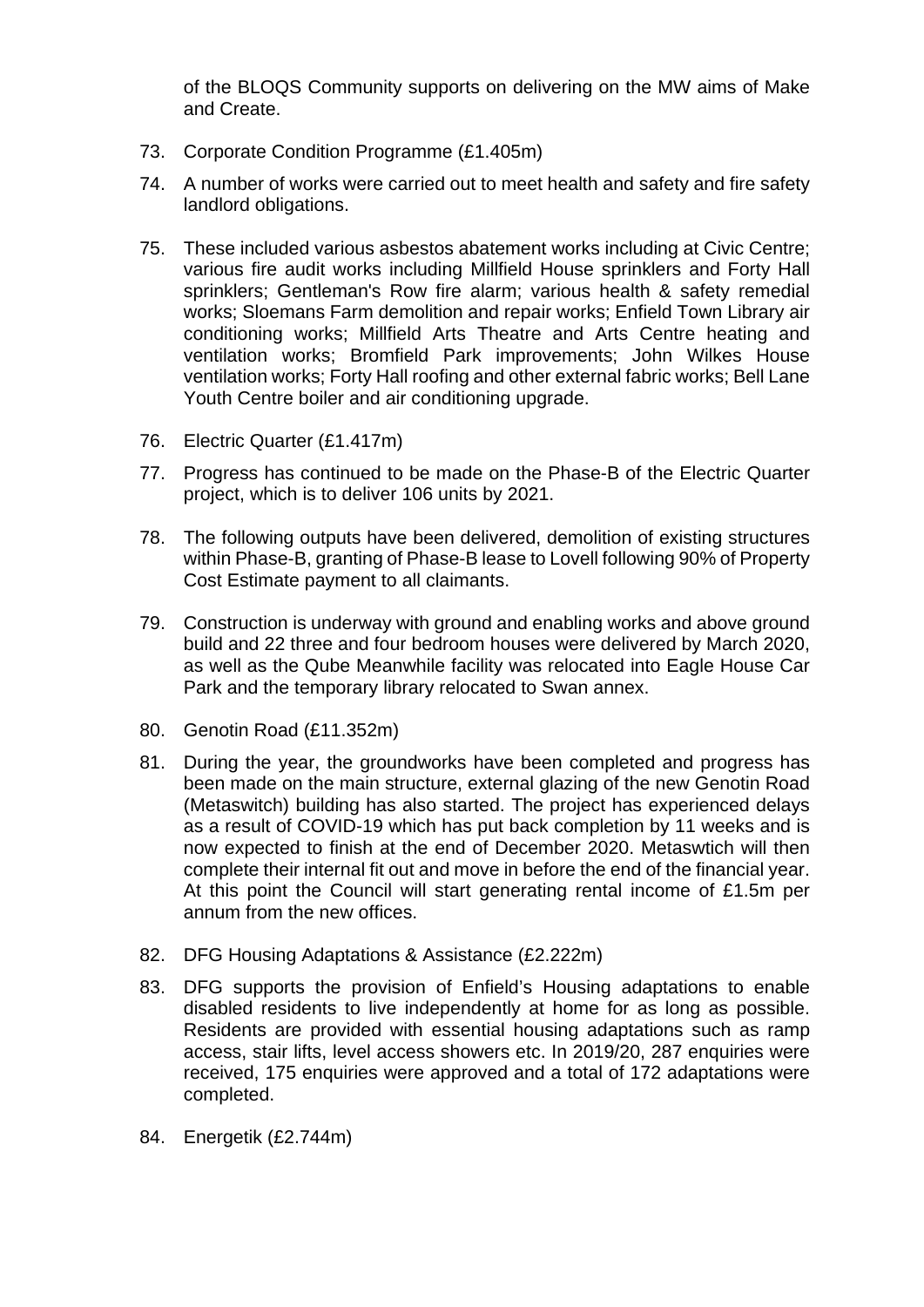of the BLOQS Community supports on delivering on the MW aims of Make and Create.

73. Corporate Condition Programme (£1.405m)

74. A number of works were carried out to meet health and safety and fire safety landlord obligations.

75. These included various asbestos abatement works including at Civic Centre; various fire audit works including Millfield House sprinklers and Forty Hall sprinklers; Gentleman's Row fire alarm; various health & safety remedial works; Sloemans Farm demolition and repair works; Enfield Town Library air conditioning works; Millfield Arts Theatre and Arts Centre heating and ventilation works; Bromfield Park improvements; John Wilkes House ventilation works; Forty Hall roofing and other external fabric works; Bell Lane Youth Centre boiler and air conditioning upgrade.

76. Electric Quarter (£1.417m)

77. Progress has continued to be made on the Phase-B of the Electric Quarter project, which is to deliver 106 units by 2021.

78. The following outputs have been delivered, demolition of existing structures within Phase-B, granting of Phase-B lease to Lovell following 90% of Property Cost Estimate payment to all claimants.

79. Construction is underway with ground and enabling works and above ground build and 22 three and four bedroom houses were delivered by March 2020, as well as the Qube Meanwhile facility was relocated into Eagle House Car Park and the temporary library relocated to Swan annex.

80. Genotin Road (£11.352m)

81. During the year, the groundworks have been completed and progress has been made on the main structure, external glazing of the new Genotin Road (Metaswitch) building has also started. The project has experienced delays as a result of COVID-19 which has put back completion by 11 weeks and is now expected to finish at the end of December 2020. Metaswtich will then complete their internal fit out and move in before the end of the financial year. At this point the Council will start generating rental income of £1.5m per annum from the new offices.

82. DFG Housing Adaptations & Assistance (£2.222m)

83. DFG supports the provision of Enfield's Housing adaptations to enable disabled residents to live independently at home for as long as possible. Residents are provided with essential housing adaptations such as ramp access, stair lifts, level access showers etc. In 2019/20, 287 enquiries were received, 175 enquiries were approved and a total of 172 adaptations were completed.

84. Energetik (£2.744m)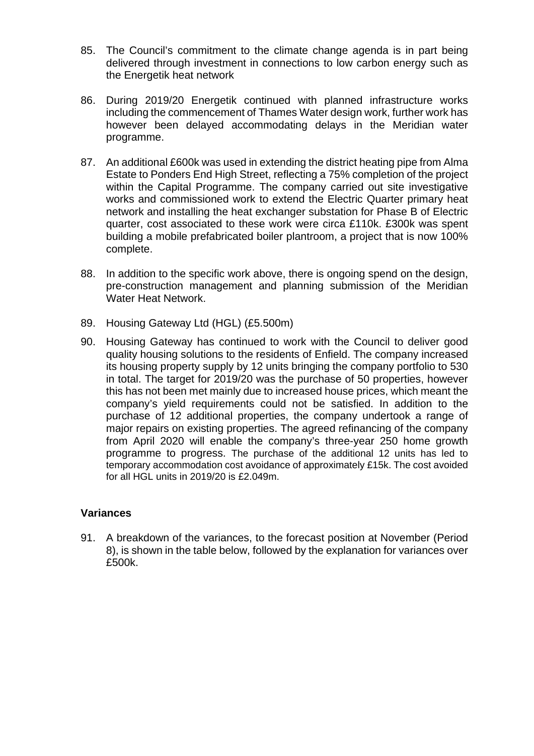85. The Council's commitment to the climate change agenda is in part being delivered through investment in connections to low carbon energy such as the Energetik heat network

86. During 2019/20 Energetik continued with planned infrastructure works including the commencement of Thames Water design work, further work has however been delayed accommodating delays in the Meridian water programme.

87. An additional £600k was used in extending the district heating pipe from Alma Estate to Ponders End High Street, reflecting a 75% completion of the project within the Capital Programme. The company carried out site investigative works and commissioned work to extend the Electric Quarter primary heat network and installing the heat exchanger substation for Phase B of Electric quarter, cost associated to these work were circa £110k. £300k was spent building a mobile prefabricated boiler plantroom, a project that is now 100% complete.

88. In addition to the specific work above, there is ongoing spend on the design, pre-construction management and planning submission of the Meridian Water Heat Network.

89. Housing Gateway Ltd (HGL) (£5.500m)

90. Housing Gateway has continued to work with the Council to deliver good quality housing solutions to the residents of Enfield. The company increased its housing property supply by 12 units bringing the company portfolio to 530 in total. The target for 2019/20 was the purchase of 50 properties, however this has not been met mainly due to increased house prices, which meant the company's yield requirements could not be satisfied. In addition to the purchase of 12 additional properties, the company undertook a range of major repairs on existing properties. The agreed refinancing of the company from April 2020 will enable the company's three-year 250 home growth programme to progress. The purchase of the additional 12 units has led to temporary accommodation cost avoidance of approximately £15k. The cost avoided for all HGL units in 2019/20 is £2.049m.

**Variances**

91. A breakdown of the variances, to the forecast position at November (Period 8), is shown in the table below, followed by the explanation for variances over £500k.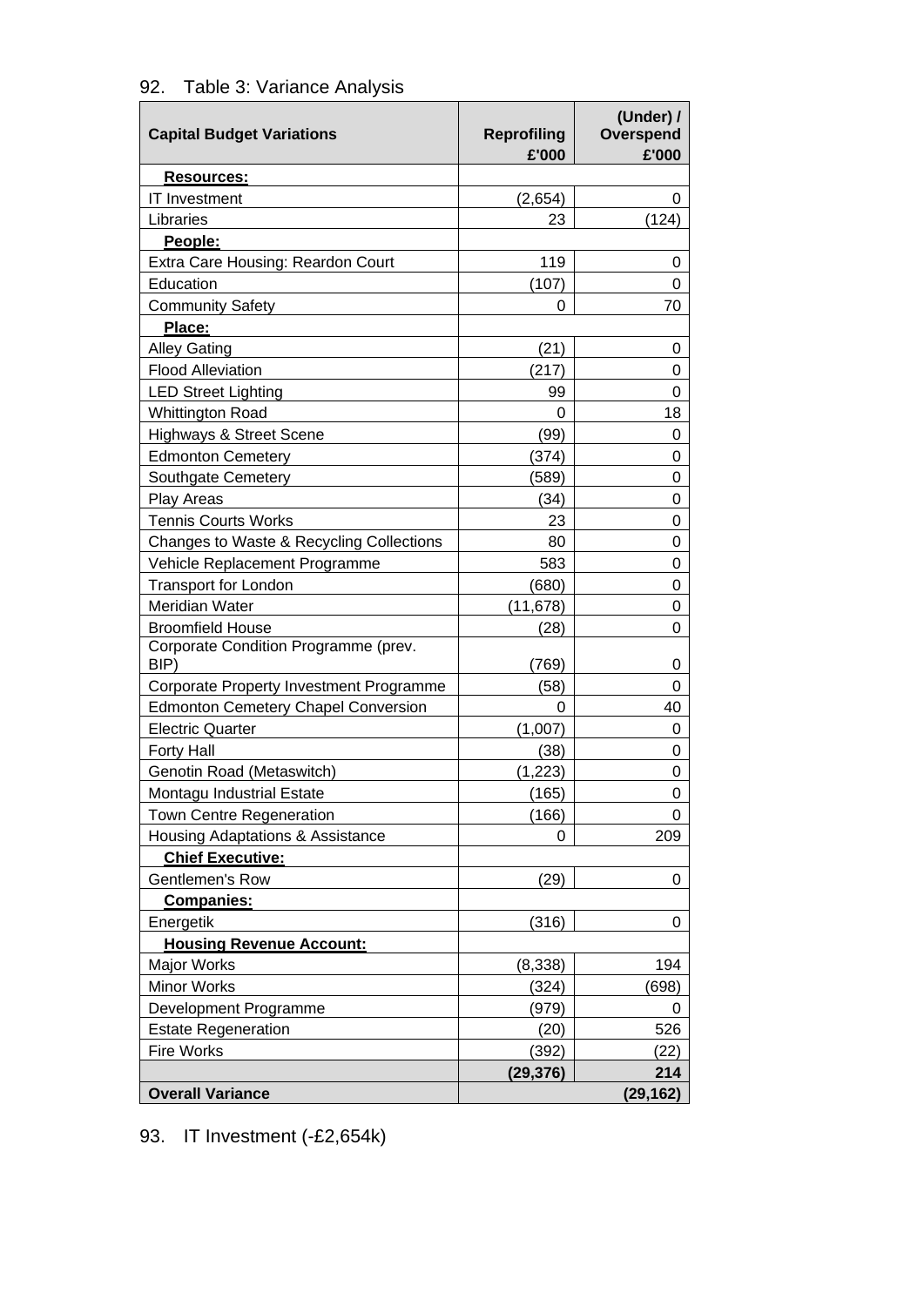92. Table 3: Variance Analysis

| Capital Budget Variations | Reprofiling £'000 | (Under) / Overspend £'000 |
|---|---|---|
| **Resources:** | | |
| IT Investment | (2,654) | 0 |
| Libraries | 23 | (124) |
| **People:** | | |
| Extra Care Housing: Reardon Court | 119 | 0 |
| Education | (107) | 0 |
| Community Safety | 0 | 70 |
| **Place:** | | |
| Alley Gating | (21) | 0 |
| Flood Alleviation | (217) | 0 |
| LED Street Lighting | 99 | 0 |
| Whittington Road | 0 | 18 |
| Highways & Street Scene | (99) | 0 |
| Edmonton Cemetery | (374) | 0 |
| Southgate Cemetery | (589) | 0 |
| Play Areas | (34) | 0 |
| Tennis Courts Works | 23 | 0 |
| Changes to Waste & Recycling Collections | 80 | 0 |
| Vehicle Replacement Programme | 583 | 0 |
| Transport for London | (680) | 0 |
| Meridian Water | (11,678) | 0 |
| Broomfield House | (28) | 0 |
| Corporate Condition Programme (prev. BIP) | (769) | 0 |
| Corporate Property Investment Programme | (58) | 0 |
| Edmonton Cemetery Chapel Conversion | 0 | 40 |
| Electric Quarter | (1,007) | 0 |
| Forty Hall | (38) | 0 |
| Genotin Road (Metaswitch) | (1,223) | 0 |
| Montagu Industrial Estate | (165) | 0 |
| Town Centre Regeneration | (166) | 0 |
| Housing Adaptations & Assistance | 0 | 209 |
| **Chief Executive:** | | |
| Gentlemen's Row | (29) | 0 |
| **Companies:** | | |
| Energetik | (316) | 0 |
| **Housing Revenue Account:** | | |
| Major Works | (8,338) | 194 |
| Minor Works | (324) | (698) |
| Development Programme | (979) | 0 |
| Estate Regeneration | (20) | 526 |
| Fire Works | (392) | (22) |
| | **(29,376)** | **214** |
| **Overall Variance** | | **(29,162)** |

93. IT Investment (-£2,654k)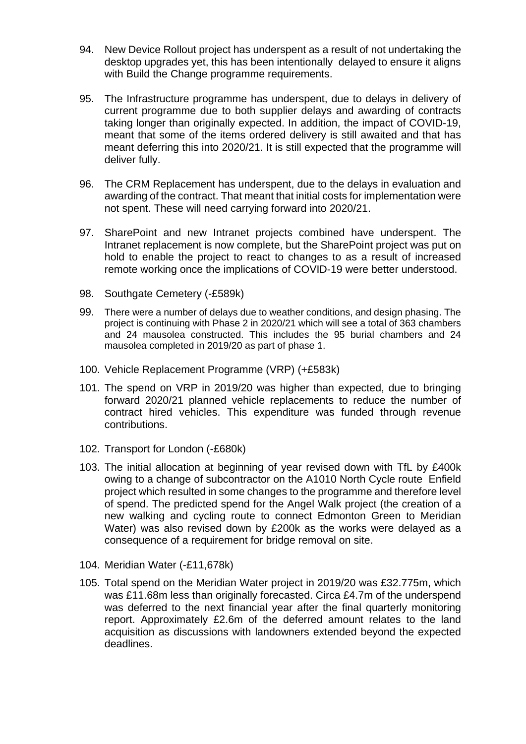94. New Device Rollout project has underspent as a result of not undertaking the desktop upgrades yet, this has been intentionally delayed to ensure it aligns with Build the Change programme requirements.

95. The Infrastructure programme has underspent, due to delays in delivery of current programme due to both supplier delays and awarding of contracts taking longer than originally expected. In addition, the impact of COVID-19, meant that some of the items ordered delivery is still awaited and that has meant deferring this into 2020/21. It is still expected that the programme will deliver fully.

96. The CRM Replacement has underspent, due to the delays in evaluation and awarding of the contract. That meant that initial costs for implementation were not spent. These will need carrying forward into 2020/21.

97. SharePoint and new Intranet projects combined have underspent. The Intranet replacement is now complete, but the SharePoint project was put on hold to enable the project to react to changes to as a result of increased remote working once the implications of COVID-19 were better understood.

98. Southgate Cemetery (-£589k)

99. There were a number of delays due to weather conditions, and design phasing. The project is continuing with Phase 2 in 2020/21 which will see a total of 363 chambers and 24 mausolea constructed. This includes the 95 burial chambers and 24 mausolea completed in 2019/20 as part of phase 1.

100. Vehicle Replacement Programme (VRP) (+£583k)

101. The spend on VRP in 2019/20 was higher than expected, due to bringing forward 2020/21 planned vehicle replacements to reduce the number of contract hired vehicles. This expenditure was funded through revenue contributions.

102. Transport for London (-£680k)

103. The initial allocation at beginning of year revised down with TfL by £400k owing to a change of subcontractor on the A1010 North Cycle route Enfield project which resulted in some changes to the programme and therefore level of spend. The predicted spend for the Angel Walk project (the creation of a new walking and cycling route to connect Edmonton Green to Meridian Water) was also revised down by £200k as the works were delayed as a consequence of a requirement for bridge removal on site.

104. Meridian Water (-£11,678k)

105. Total spend on the Meridian Water project in 2019/20 was £32.775m, which was £11.68m less than originally forecasted. Circa £4.7m of the underspend was deferred to the next financial year after the final quarterly monitoring report. Approximately £2.6m of the deferred amount relates to the land acquisition as discussions with landowners extended beyond the expected deadlines.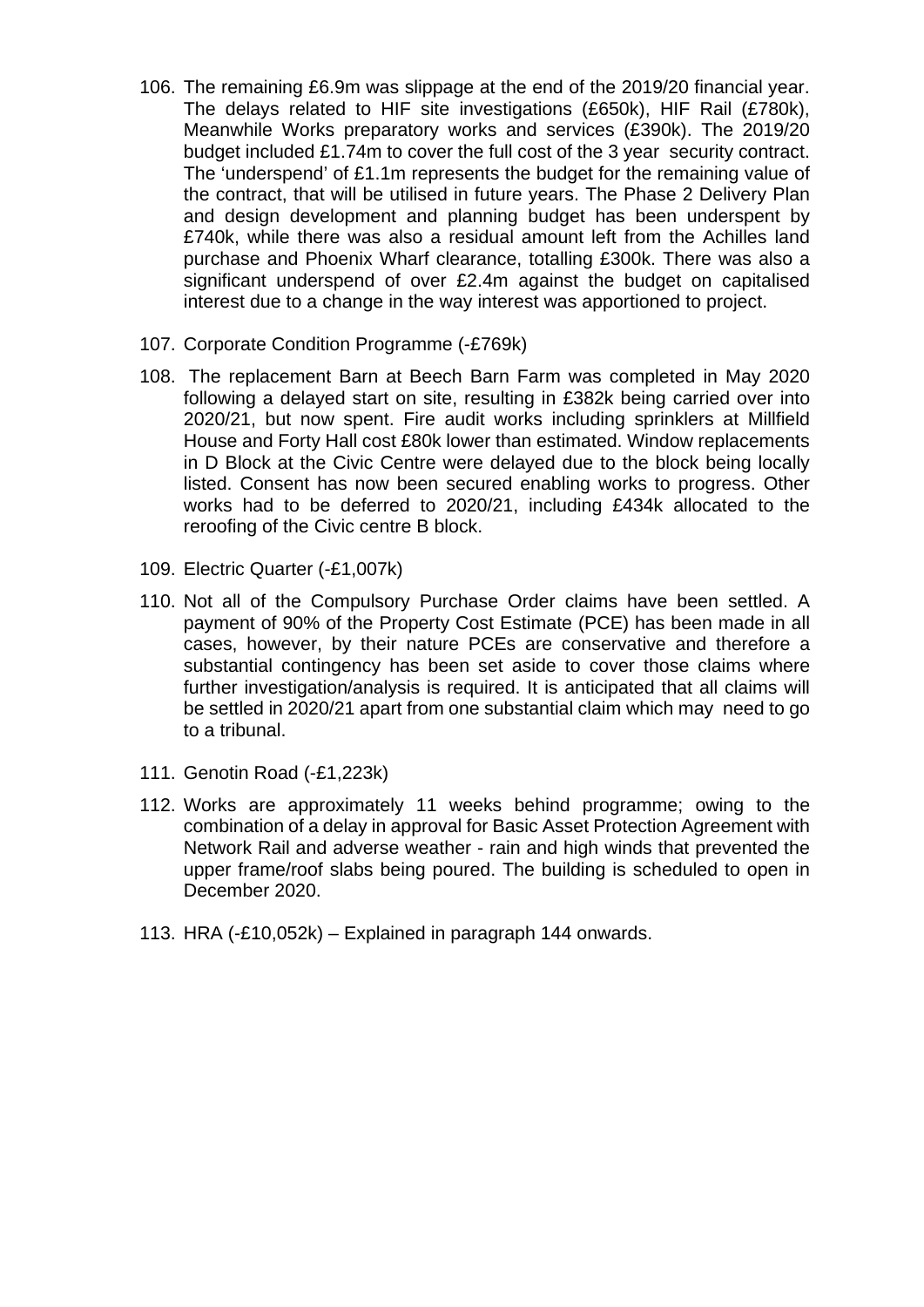106. The remaining £6.9m was slippage at the end of the 2019/20 financial year. The delays related to HIF site investigations (£650k), HIF Rail (£780k), Meanwhile Works preparatory works and services (£390k). The 2019/20 budget included £1.74m to cover the full cost of the 3 year security contract. The 'underspend' of £1.1m represents the budget for the remaining value of the contract, that will be utilised in future years. The Phase 2 Delivery Plan and design development and planning budget has been underspent by £740k, while there was also a residual amount left from the Achilles land purchase and Phoenix Wharf clearance, totalling £300k. There was also a significant underspend of over £2.4m against the budget on capitalised interest due to a change in the way interest was apportioned to project.

107. Corporate Condition Programme (-£769k)

108. The replacement Barn at Beech Barn Farm was completed in May 2020 following a delayed start on site, resulting in £382k being carried over into 2020/21, but now spent. Fire audit works including sprinklers at Millfield House and Forty Hall cost £80k lower than estimated. Window replacements in D Block at the Civic Centre were delayed due to the block being locally listed. Consent has now been secured enabling works to progress. Other works had to be deferred to 2020/21, including £434k allocated to the reroofing of the Civic centre B block.

109. Electric Quarter (-£1,007k)

110. Not all of the Compulsory Purchase Order claims have been settled. A payment of 90% of the Property Cost Estimate (PCE) has been made in all cases, however, by their nature PCEs are conservative and therefore a substantial contingency has been set aside to cover those claims where further investigation/analysis is required. It is anticipated that all claims will be settled in 2020/21 apart from one substantial claim which may need to go to a tribunal.

111. Genotin Road (-£1,223k)

112. Works are approximately 11 weeks behind programme; owing to the combination of a delay in approval for Basic Asset Protection Agreement with Network Rail and adverse weather - rain and high winds that prevented the upper frame/roof slabs being poured. The building is scheduled to open in December 2020.

113. HRA (-£10,052k) – Explained in paragraph 144 onwards.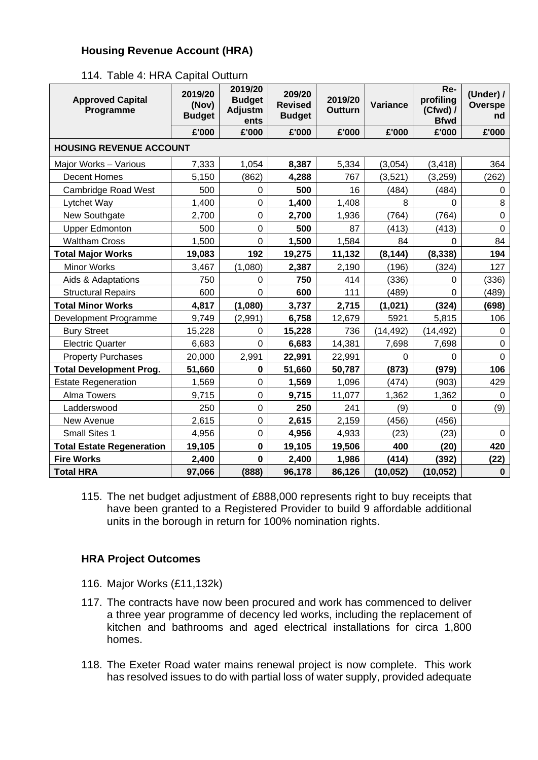## Housing Revenue Account (HRA)

114. Table 4: HRA Capital Outturn

| Approved Capital Programme | 2019/20 (Nov) Budget | 2019/20 Budget Adjustm ents | 209/20 Revised Budget | 2019/20 Outturn | Variance | Re-profiling (Cfwd) / Bfwd | (Under) / Overspe nd |
|---|---|---|---|---|---|---|---|
| | £'000 | £'000 | £'000 | £'000 | £'000 | £'000 | £'000 |
| **HOUSING REVENUE ACCOUNT** | | | | | | | |
| Major Works – Various | 7,333 | 1,054 | **8,387** | 5,334 | (3,054) | (3,418) | 364 |
| Decent Homes | 5,150 | (862) | **4,288** | 767 | (3,521) | (3,259) | (262) |
| Cambridge Road West | 500 | 0 | **500** | 16 | (484) | (484) | 0 |
| Lytchet Way | 1,400 | 0 | **1,400** | 1,408 | 8 | 0 | 8 |
| New Southgate | 2,700 | 0 | **2,700** | 1,936 | (764) | (764) | 0 |
| Upper Edmonton | 500 | 0 | **500** | 87 | (413) | (413) | 0 |
| Waltham Cross | 1,500 | 0 | **1,500** | 1,584 | 84 | 0 | 84 |
| **Total Major Works** | **19,083** | **192** | **19,275** | **11,132** | **(8,144)** | **(8,338)** | **194** |
| Minor Works | 3,467 | (1,080) | **2,387** | 2,190 | (196) | (324) | 127 |
| Aids & Adaptations | 750 | 0 | **750** | 414 | (336) | 0 | (336) |
| Structural Repairs | 600 | 0 | **600** | 111 | (489) | 0 | (489) |
| **Total Minor Works** | **4,817** | **(1,080)** | **3,737** | **2,715** | **(1,021)** | **(324)** | **(698)** |
| Development Programme | 9,749 | (2,991) | **6,758** | 12,679 | 5921 | 5,815 | 106 |
| Bury Street | 15,228 | 0 | **15,228** | 736 | (14,492) | (14,492) | 0 |
| Electric Quarter | 6,683 | 0 | **6,683** | 14,381 | 7,698 | 7,698 | 0 |
| Property Purchases | 20,000 | 2,991 | **22,991** | 22,991 | 0 | 0 | 0 |
| **Total Development Prog.** | **51,660** | **0** | **51,660** | **50,787** | **(873)** | **(979)** | **106** |
| Estate Regeneration | 1,569 | 0 | **1,569** | 1,096 | (474) | (903) | 429 |
| Alma Towers | 9,715 | 0 | **9,715** | 11,077 | 1,362 | 1,362 | 0 |
| Ladderswood | 250 | 0 | **250** | 241 | (9) | 0 | (9) |
| New Avenue | 2,615 | 0 | **2,615** | 2,159 | (456) | (456) | |
| Small Sites 1 | 4,956 | 0 | **4,956** | 4,933 | (23) | (23) | 0 |
| **Total Estate Regeneration** | **19,105** | **0** | **19,105** | **19,506** | **400** | **(20)** | **420** |
| **Fire Works** | **2,400** | **0** | **2,400** | **1,986** | **(414)** | **(392)** | **(22)** |
| **Total HRA** | **97,066** | **(888)** | **96,178** | **86,126** | **(10,052)** | **(10,052)** | **0** |

115. The net budget adjustment of £888,000 represents right to buy receipts that have been granted to a Registered Provider to build 9 affordable additional units in the borough in return for 100% nomination rights.

## HRA Project Outcomes

116. Major Works (£11,132k)

117. The contracts have now been procured and work has commenced to deliver a three year programme of decency led works, including the replacement of kitchen and bathrooms and aged electrical installations for circa 1,800 homes.

118. The Exeter Road water mains renewal project is now complete. This work has resolved issues to do with partial loss of water supply, provided adequate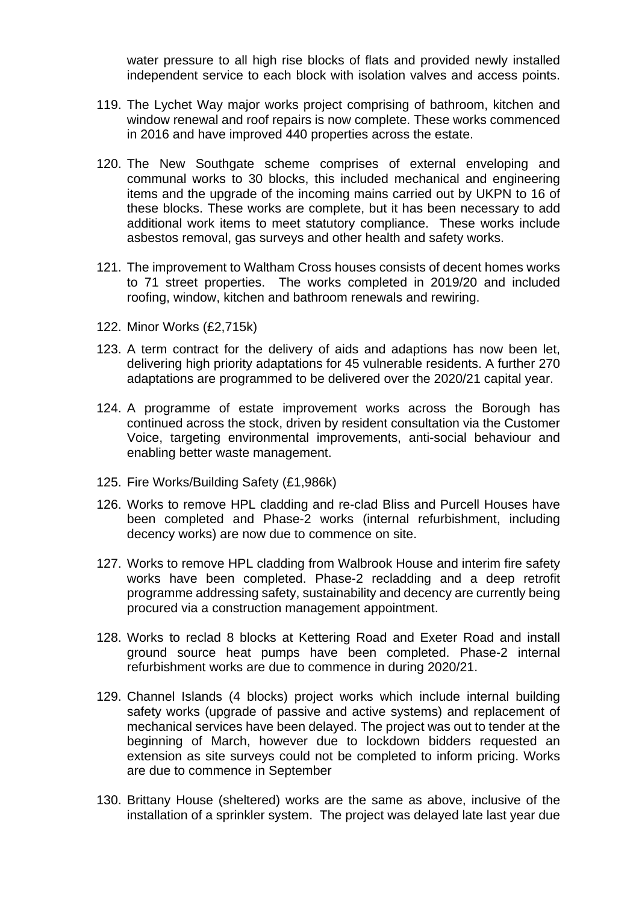water pressure to all high rise blocks of flats and provided newly installed independent service to each block with isolation valves and access points.

119. The Lychet Way major works project comprising of bathroom, kitchen and window renewal and roof repairs is now complete. These works commenced in 2016 and have improved 440 properties across the estate.

120. The New Southgate scheme comprises of external enveloping and communal works to 30 blocks, this included mechanical and engineering items and the upgrade of the incoming mains carried out by UKPN to 16 of these blocks. These works are complete, but it has been necessary to add additional work items to meet statutory compliance. These works include asbestos removal, gas surveys and other health and safety works.

121. The improvement to Waltham Cross houses consists of decent homes works to 71 street properties. The works completed in 2019/20 and included roofing, window, kitchen and bathroom renewals and rewiring.

122. Minor Works (£2,715k)

123. A term contract for the delivery of aids and adaptions has now been let, delivering high priority adaptations for 45 vulnerable residents. A further 270 adaptations are programmed to be delivered over the 2020/21 capital year.

124. A programme of estate improvement works across the Borough has continued across the stock, driven by resident consultation via the Customer Voice, targeting environmental improvements, anti-social behaviour and enabling better waste management.

125. Fire Works/Building Safety (£1,986k)

126. Works to remove HPL cladding and re-clad Bliss and Purcell Houses have been completed and Phase-2 works (internal refurbishment, including decency works) are now due to commence on site.

127. Works to remove HPL cladding from Walbrook House and interim fire safety works have been completed. Phase-2 recladding and a deep retrofit programme addressing safety, sustainability and decency are currently being procured via a construction management appointment.

128. Works to reclad 8 blocks at Kettering Road and Exeter Road and install ground source heat pumps have been completed. Phase-2 internal refurbishment works are due to commence in during 2020/21.

129. Channel Islands (4 blocks) project works which include internal building safety works (upgrade of passive and active systems) and replacement of mechanical services have been delayed. The project was out to tender at the beginning of March, however due to lockdown bidders requested an extension as site surveys could not be completed to inform pricing. Works are due to commence in September

130. Brittany House (sheltered) works are the same as above, inclusive of the installation of a sprinkler system. The project was delayed late last year due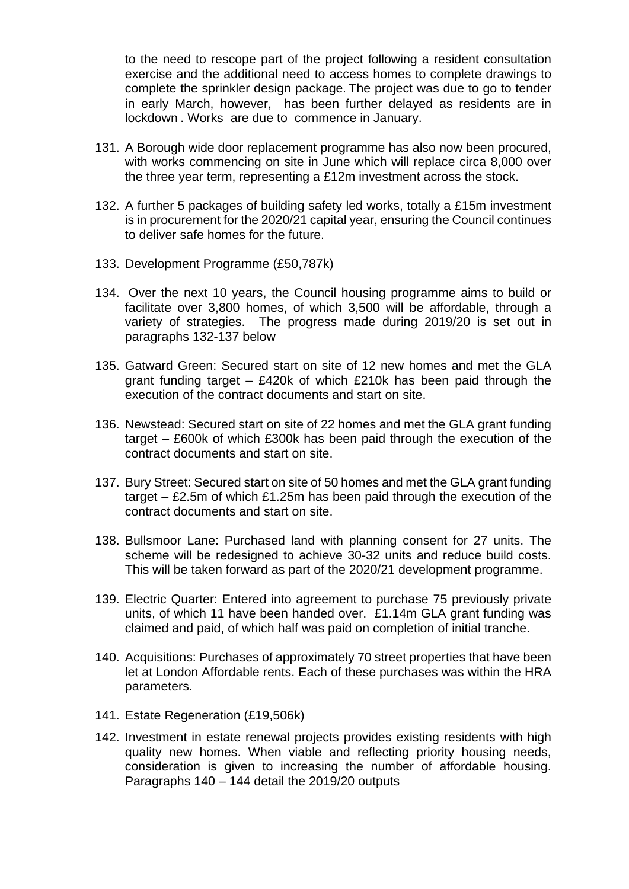to the need to rescope part of the project following a resident consultation exercise and the additional need to access homes to complete drawings to complete the sprinkler design package. The project was due to go to tender in early March, however, has been further delayed as residents are in lockdown . Works are due to commence in January.

131. A Borough wide door replacement programme has also now been procured, with works commencing on site in June which will replace circa 8,000 over the three year term, representing a £12m investment across the stock.

132. A further 5 packages of building safety led works, totally a £15m investment is in procurement for the 2020/21 capital year, ensuring the Council continues to deliver safe homes for the future.

133. Development Programme (£50,787k)

134. Over the next 10 years, the Council housing programme aims to build or facilitate over 3,800 homes, of which 3,500 will be affordable, through a variety of strategies. The progress made during 2019/20 is set out in paragraphs 132-137 below

135. Gatward Green: Secured start on site of 12 new homes and met the GLA grant funding target – £420k of which £210k has been paid through the execution of the contract documents and start on site.

136. Newstead: Secured start on site of 22 homes and met the GLA grant funding target – £600k of which £300k has been paid through the execution of the contract documents and start on site.

137. Bury Street: Secured start on site of 50 homes and met the GLA grant funding target – £2.5m of which £1.25m has been paid through the execution of the contract documents and start on site.

138. Bullsmoor Lane: Purchased land with planning consent for 27 units. The scheme will be redesigned to achieve 30-32 units and reduce build costs. This will be taken forward as part of the 2020/21 development programme.

139. Electric Quarter: Entered into agreement to purchase 75 previously private units, of which 11 have been handed over. £1.14m GLA grant funding was claimed and paid, of which half was paid on completion of initial tranche.

140. Acquisitions: Purchases of approximately 70 street properties that have been let at London Affordable rents. Each of these purchases was within the HRA parameters.

141. Estate Regeneration (£19,506k)

142. Investment in estate renewal projects provides existing residents with high quality new homes. When viable and reflecting priority housing needs, consideration is given to increasing the number of affordable housing. Paragraphs 140 – 144 detail the 2019/20 outputs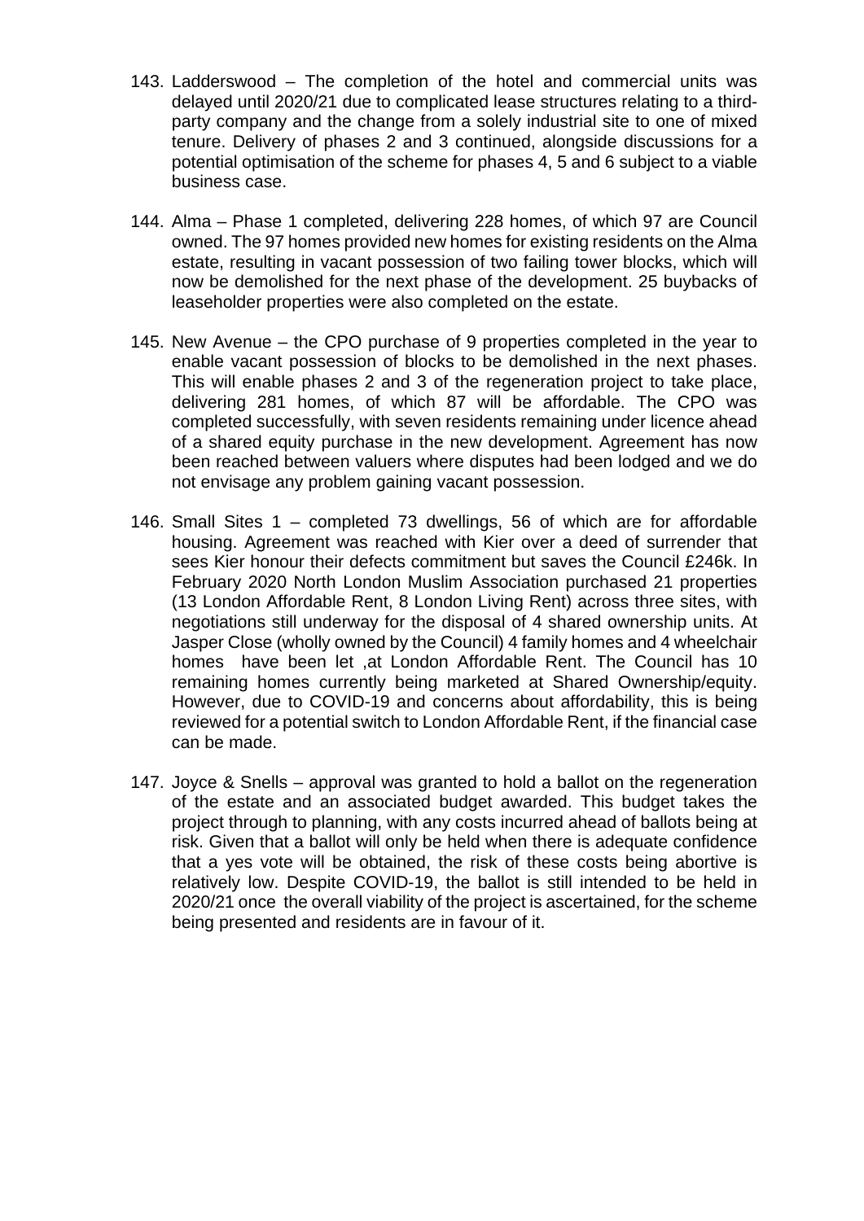143. Ladderswood – The completion of the hotel and commercial units was delayed until 2020/21 due to complicated lease structures relating to a third-party company and the change from a solely industrial site to one of mixed tenure. Delivery of phases 2 and 3 continued, alongside discussions for a potential optimisation of the scheme for phases 4, 5 and 6 subject to a viable business case.

144. Alma – Phase 1 completed, delivering 228 homes, of which 97 are Council owned. The 97 homes provided new homes for existing residents on the Alma estate, resulting in vacant possession of two failing tower blocks, which will now be demolished for the next phase of the development. 25 buybacks of leaseholder properties were also completed on the estate.

145. New Avenue – the CPO purchase of 9 properties completed in the year to enable vacant possession of blocks to be demolished in the next phases. This will enable phases 2 and 3 of the regeneration project to take place, delivering 281 homes, of which 87 will be affordable. The CPO was completed successfully, with seven residents remaining under licence ahead of a shared equity purchase in the new development. Agreement has now been reached between valuers where disputes had been lodged and we do not envisage any problem gaining vacant possession.

146. Small Sites 1 – completed 73 dwellings, 56 of which are for affordable housing. Agreement was reached with Kier over a deed of surrender that sees Kier honour their defects commitment but saves the Council £246k. In February 2020 North London Muslim Association purchased 21 properties (13 London Affordable Rent, 8 London Living Rent) across three sites, with negotiations still underway for the disposal of 4 shared ownership units. At Jasper Close (wholly owned by the Council) 4 family homes and 4 wheelchair homes have been let ,at London Affordable Rent. The Council has 10 remaining homes currently being marketed at Shared Ownership/equity. However, due to COVID-19 and concerns about affordability, this is being reviewed for a potential switch to London Affordable Rent, if the financial case can be made.

147. Joyce & Snells – approval was granted to hold a ballot on the regeneration of the estate and an associated budget awarded. This budget takes the project through to planning, with any costs incurred ahead of ballots being at risk. Given that a ballot will only be held when there is adequate confidence that a yes vote will be obtained, the risk of these costs being abortive is relatively low. Despite COVID-19, the ballot is still intended to be held in 2020/21 once the overall viability of the project is ascertained, for the scheme being presented and residents are in favour of it.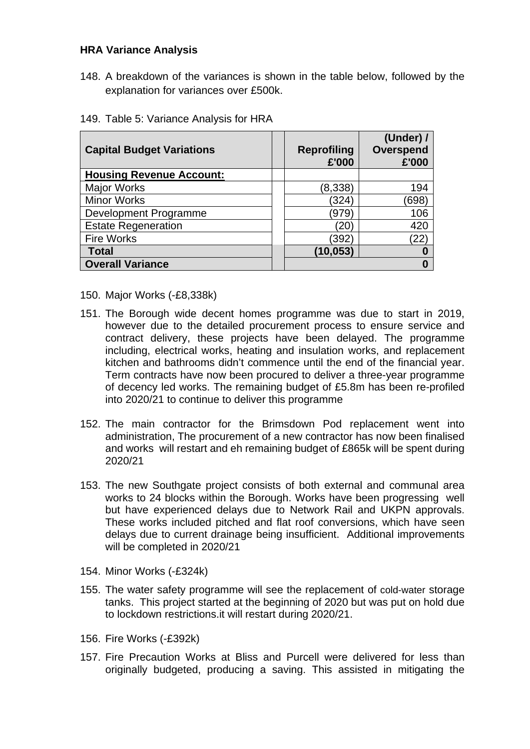**HRA Variance Analysis**

148. A breakdown of the variances is shown in the table below, followed by the explanation for variances over £500k.

149. Table 5: Variance Analysis for HRA

| Capital Budget Variations | | Reprofiling £'000 | (Under) / Overspend £'000 |
|---|---|---|---|
| **Housing Revenue Account:** | | | |
| Major Works | | (8,338) | 194 |
| Minor Works | | (324) | (698) |
| Development Programme | | (979) | 106 |
| Estate Regeneration | | (20) | 420 |
| Fire Works | | (392) | (22) |
| **Total** | | **(10,053)** | **0** |
| **Overall Variance** | | | **0** |

150. Major Works (-£8,338k)

151. The Borough wide decent homes programme was due to start in 2019, however due to the detailed procurement process to ensure service and contract delivery, these projects have been delayed. The programme including, electrical works, heating and insulation works, and replacement kitchen and bathrooms didn't commence until the end of the financial year. Term contracts have now been procured to deliver a three-year programme of decency led works. The remaining budget of £5.8m has been re-profiled into 2020/21 to continue to deliver this programme

152. The main contractor for the Brimsdown Pod replacement went into administration, The procurement of a new contractor has now been finalised and works will restart and eh remaining budget of £865k will be spent during 2020/21

153. The new Southgate project consists of both external and communal area works to 24 blocks within the Borough. Works have been progressing well but have experienced delays due to Network Rail and UKPN approvals. These works included pitched and flat roof conversions, which have seen delays due to current drainage being insufficient. Additional improvements will be completed in 2020/21

154. Minor Works (-£324k)

155. The water safety programme will see the replacement of cold-water storage tanks. This project started at the beginning of 2020 but was put on hold due to lockdown restrictions.it will restart during 2020/21.

156. Fire Works (-£392k)

157. Fire Precaution Works at Bliss and Purcell were delivered for less than originally budgeted, producing a saving. This assisted in mitigating the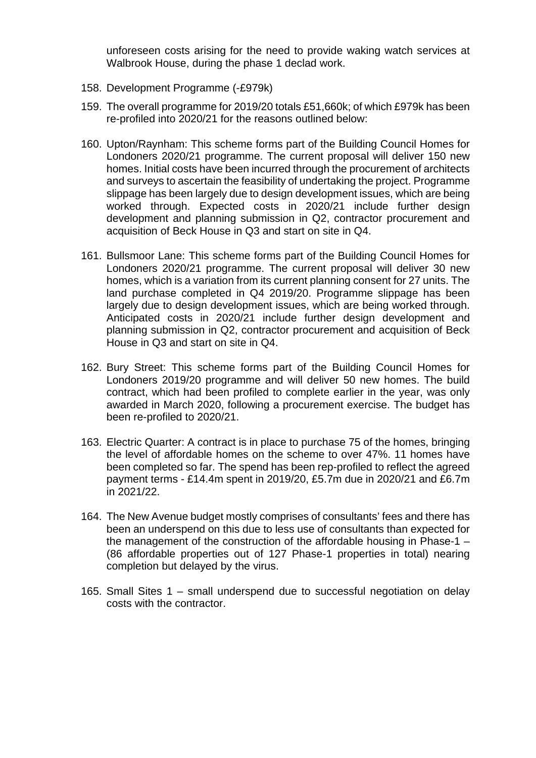unforeseen costs arising for the need to provide waking watch services at Walbrook House, during the phase 1 declad work.

158. Development Programme (-£979k)

159. The overall programme for 2019/20 totals £51,660k; of which £979k has been re-profiled into 2020/21 for the reasons outlined below:

160. Upton/Raynham: This scheme forms part of the Building Council Homes for Londoners 2020/21 programme. The current proposal will deliver 150 new homes. Initial costs have been incurred through the procurement of architects and surveys to ascertain the feasibility of undertaking the project. Programme slippage has been largely due to design development issues, which are being worked through. Expected costs in 2020/21 include further design development and planning submission in Q2, contractor procurement and acquisition of Beck House in Q3 and start on site in Q4.

161. Bullsmoor Lane: This scheme forms part of the Building Council Homes for Londoners 2020/21 programme. The current proposal will deliver 30 new homes, which is a variation from its current planning consent for 27 units. The land purchase completed in Q4 2019/20. Programme slippage has been largely due to design development issues, which are being worked through. Anticipated costs in 2020/21 include further design development and planning submission in Q2, contractor procurement and acquisition of Beck House in Q3 and start on site in Q4.

162. Bury Street: This scheme forms part of the Building Council Homes for Londoners 2019/20 programme and will deliver 50 new homes. The build contract, which had been profiled to complete earlier in the year, was only awarded in March 2020, following a procurement exercise. The budget has been re-profiled to 2020/21.

163. Electric Quarter: A contract is in place to purchase 75 of the homes, bringing the level of affordable homes on the scheme to over 47%. 11 homes have been completed so far. The spend has been rep-profiled to reflect the agreed payment terms - £14.4m spent in 2019/20, £5.7m due in 2020/21 and £6.7m in 2021/22.

164. The New Avenue budget mostly comprises of consultants' fees and there has been an underspend on this due to less use of consultants than expected for the management of the construction of the affordable housing in Phase-1 – (86 affordable properties out of 127 Phase-1 properties in total) nearing completion but delayed by the virus.

165. Small Sites 1 – small underspend due to successful negotiation on delay costs with the contractor.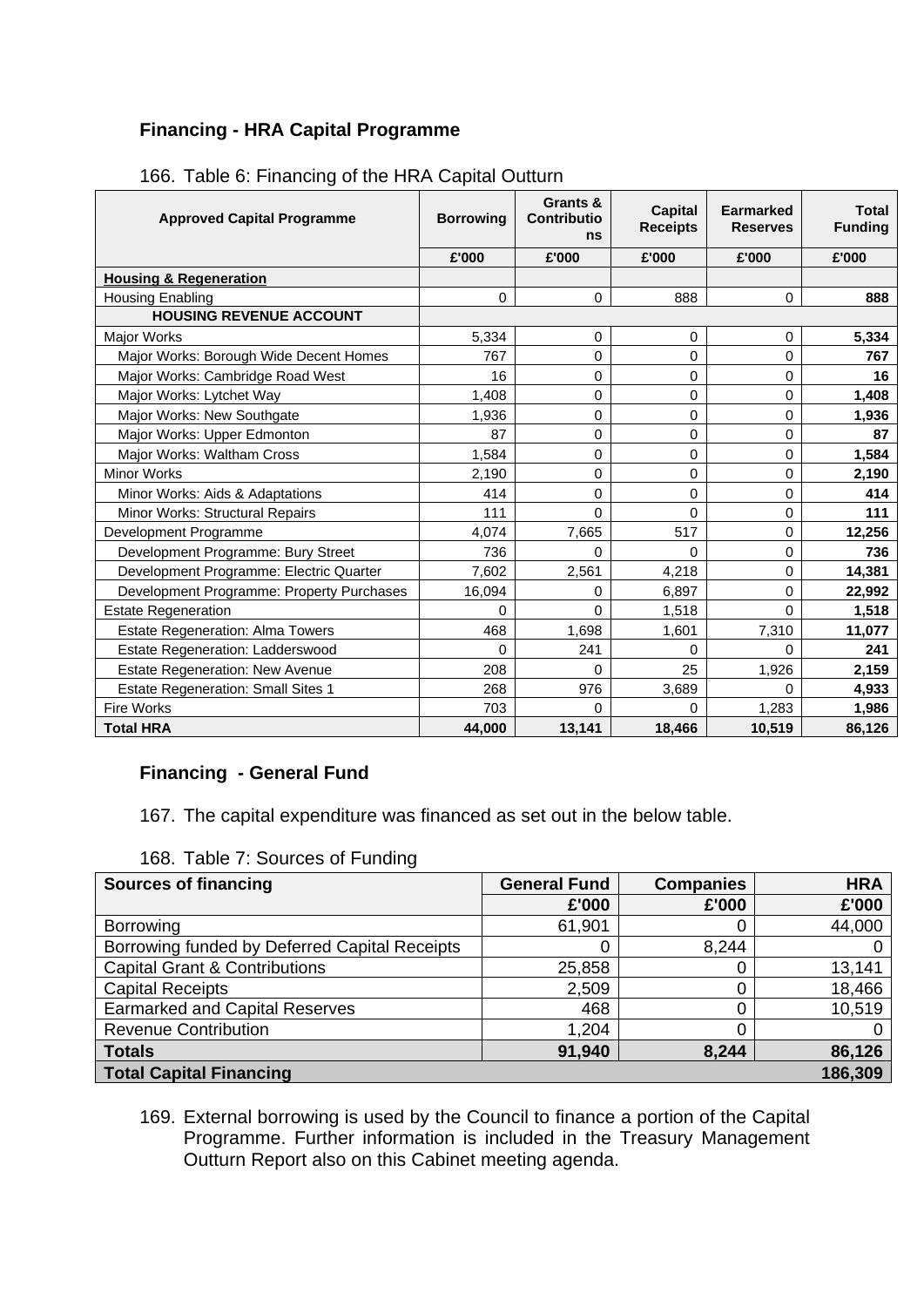### Financing - HRA Capital Programme

166. Table 6: Financing of the HRA Capital Outturn

| Approved Capital Programme | Borrowing | Grants & Contributions | Capital Receipts | Earmarked Reserves | Total Funding |
|---|---|---|---|---|---|
| | £'000 | £'000 | £'000 | £'000 | £'000 |
| **Housing & Regeneration** | | | | | |
| Housing Enabling | 0 | 0 | 888 | 0 | **888** |
| **HOUSING REVENUE ACCOUNT** | | | | | |
| Major Works | 5,334 | 0 | 0 | 0 | **5,334** |
| Major Works: Borough Wide Decent Homes | 767 | 0 | 0 | 0 | **767** |
| Major Works: Cambridge Road West | 16 | 0 | 0 | 0 | **16** |
| Major Works: Lytchet Way | 1,408 | 0 | 0 | 0 | **1,408** |
| Major Works: New Southgate | 1,936 | 0 | 0 | 0 | **1,936** |
| Major Works: Upper Edmonton | 87 | 0 | 0 | 0 | **87** |
| Major Works: Waltham Cross | 1,584 | 0 | 0 | 0 | **1,584** |
| Minor Works | 2,190 | 0 | 0 | 0 | **2,190** |
| Minor Works: Aids & Adaptations | 414 | 0 | 0 | 0 | **414** |
| Minor Works: Structural Repairs | 111 | 0 | 0 | 0 | **111** |
| Development Programme | 4,074 | 7,665 | 517 | 0 | **12,256** |
| Development Programme: Bury Street | 736 | 0 | 0 | 0 | **736** |
| Development Programme: Electric Quarter | 7,602 | 2,561 | 4,218 | 0 | **14,381** |
| Development Programme: Property Purchases | 16,094 | 0 | 6,897 | 0 | **22,992** |
| Estate Regeneration | 0 | 0 | 1,518 | 0 | **1,518** |
| Estate Regeneration: Alma Towers | 468 | 1,698 | 1,601 | 7,310 | **11,077** |
| Estate Regeneration: Ladderswood | 0 | 241 | 0 | 0 | **241** |
| Estate Regeneration: New Avenue | 208 | 0 | 25 | 1,926 | **2,159** |
| Estate Regeneration: Small Sites 1 | 268 | 976 | 3,689 | 0 | **4,933** |
| Fire Works | 703 | 0 | 0 | 1,283 | **1,986** |
| **Total HRA** | **44,000** | **13,141** | **18,466** | **10,519** | **86,126** |

### Financing - General Fund

167. The capital expenditure was financed as set out in the below table.

168. Table 7: Sources of Funding

| Sources of financing | General Fund | Companies | HRA |
|---|---|---|---|
| | £'000 | £'000 | £'000 |
| Borrowing | 61,901 | 0 | 44,000 |
| Borrowing funded by Deferred Capital Receipts | 0 | 8,244 | 0 |
| Capital Grant & Contributions | 25,858 | 0 | 13,141 |
| Capital Receipts | 2,509 | 0 | 18,466 |
| Earmarked and Capital Reserves | 468 | 0 | 10,519 |
| Revenue Contribution | 1,204 | 0 | 0 |
| **Totals** | **91,940** | **8,244** | **86,126** |
| **Total Capital Financing** | | | **186,309** |

169. External borrowing is used by the Council to finance a portion of the Capital Programme. Further information is included in the Treasury Management Outturn Report also on this Cabinet meeting agenda.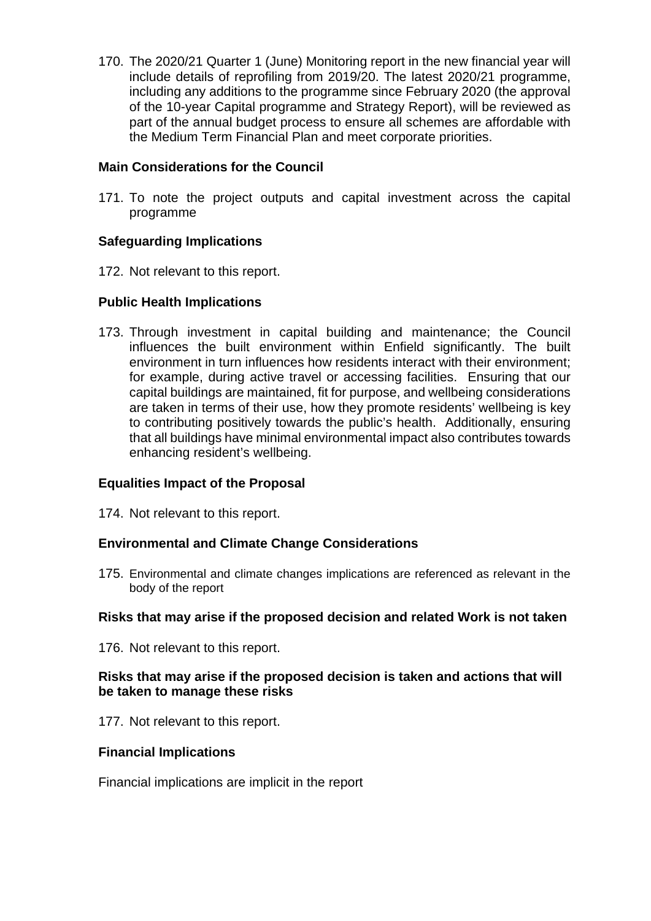170. The 2020/21 Quarter 1 (June) Monitoring report in the new financial year will include details of reprofiling from 2019/20. The latest 2020/21 programme, including any additions to the programme since February 2020 (the approval of the 10-year Capital programme and Strategy Report), will be reviewed as part of the annual budget process to ensure all schemes are affordable with the Medium Term Financial Plan and meet corporate priorities.

**Main Considerations for the Council**

171. To note the project outputs and capital investment across the capital programme

**Safeguarding Implications**

172. Not relevant to this report.

**Public Health Implications**

173. Through investment in capital building and maintenance; the Council influences the built environment within Enfield significantly. The built environment in turn influences how residents interact with their environment; for example, during active travel or accessing facilities. Ensuring that our capital buildings are maintained, fit for purpose, and wellbeing considerations are taken in terms of their use, how they promote residents' wellbeing is key to contributing positively towards the public's health. Additionally, ensuring that all buildings have minimal environmental impact also contributes towards enhancing resident's wellbeing.

**Equalities Impact of the Proposal**

174. Not relevant to this report.

**Environmental and Climate Change Considerations**

175. Environmental and climate changes implications are referenced as relevant in the body of the report

**Risks that may arise if the proposed decision and related Work is not taken**

176. Not relevant to this report.

**Risks that may arise if the proposed decision is taken and actions that will be taken to manage these risks**

177. Not relevant to this report.

**Financial Implications**

Financial implications are implicit in the report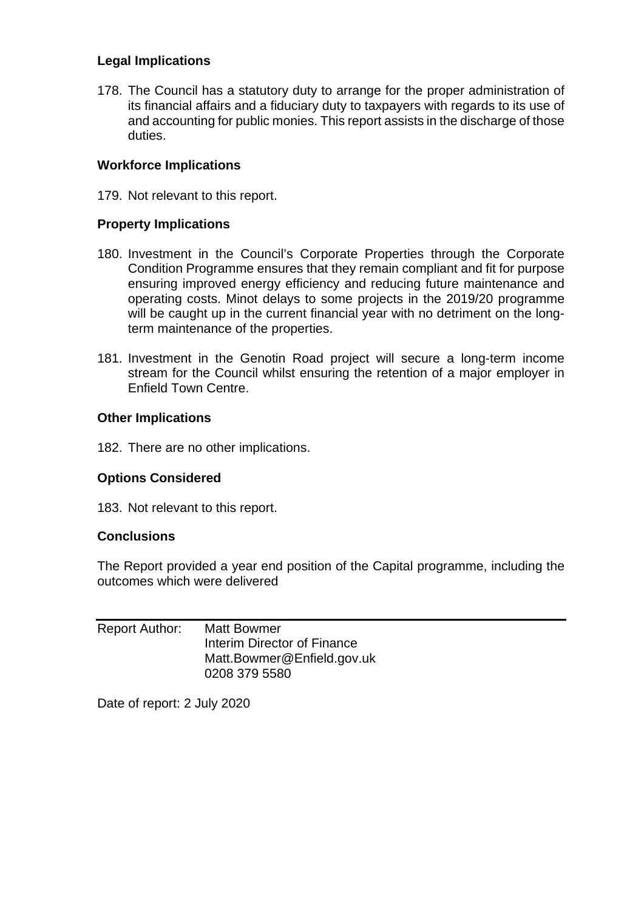### Legal Implications

178. The Council has a statutory duty to arrange for the proper administration of its financial affairs and a fiduciary duty to taxpayers with regards to its use of and accounting for public monies. This report assists in the discharge of those duties.

### Workforce Implications

179. Not relevant to this report.

### Property Implications

180. Investment in the Council's Corporate Properties through the Corporate Condition Programme ensures that they remain compliant and fit for purpose ensuring improved energy efficiency and reducing future maintenance and operating costs. Minot delays to some projects in the 2019/20 programme will be caught up in the current financial year with no detriment on the long-term maintenance of the properties.

181. Investment in the Genotin Road project will secure a long-term income stream for the Council whilst ensuring the retention of a major employer in Enfield Town Centre.

### Other Implications

182. There are no other implications.

### Options Considered

183. Not relevant to this report.

### Conclusions

The Report provided a year end position of the Capital programme, including the outcomes which were delivered

---

Report Author: Matt Bowmer
Interim Director of Finance
Matt.Bowmer@Enfield.gov.uk
0208 379 5580

Date of report: 2 July 2020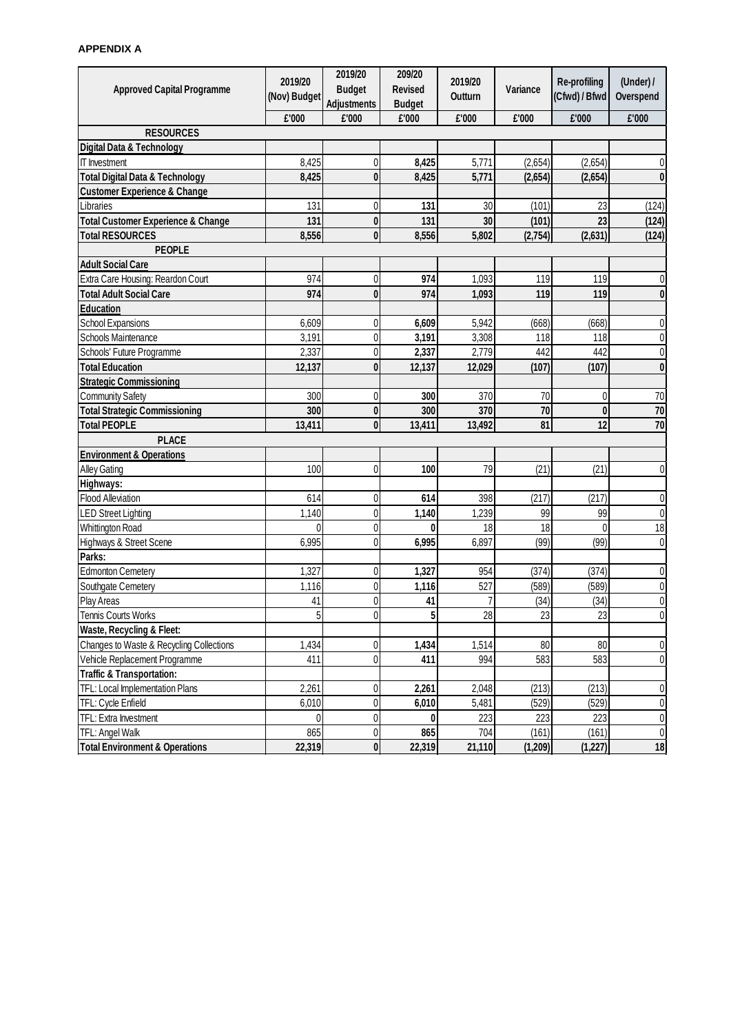**APPENDIX A**

| Approved Capital Programme | 2019/20 (Nov) Budget | 2019/20 Budget Adjustments | 209/20 Revised Budget | 2019/20 Outturn | Variance | Re-profiling (Cfwd) / Bfwd | (Under) / Overspend |
|---|---|---|---|---|---|---|---|
| | £'000 | £'000 | £'000 | £'000 | £'000 | £'000 | £'000 |
| **RESOURCES** | | | | | | | |
| **Digital Data & Technology** | | | | | | | |
| IT Investment | 8,425 | 0 | **8,425** | 5,771 | (2,654) | (2,654) | 0 |
| **Total Digital Data & Technology** | **8,425** | **0** | 8,425 | **5,771** | **(2,654)** | **(2,654)** | **0** |
| **Customer Experience & Change** | | | | | | | |
| Libraries | 131 | 0 | **131** | 30 | (101) | 23 | (124) |
| **Total Customer Experience & Change** | **131** | **0** | 131 | **30** | **(101)** | **23** | **(124)** |
| **Total RESOURCES** | **8,556** | **0** | 8,556 | **5,802** | **(2,754)** | **(2,631)** | **(124)** |
| **PEOPLE** | | | | | | | |
| **Adult Social Care** | | | | | | | |
| Extra Care Housing: Reardon Court | 974 | 0 | **974** | 1,093 | 119 | 119 | 0 |
| **Total Adult Social Care** | **974** | **0** | 974 | **1,093** | **119** | **119** | **0** |
| **Education** | | | | | | | |
| School Expansions | 6,609 | 0 | **6,609** | 5,942 | (668) | (668) | 0 |
| Schools Maintenance | 3,191 | 0 | **3,191** | 3,308 | 118 | 118 | 0 |
| Schools' Future Programme | 2,337 | 0 | **2,337** | 2,779 | 442 | 442 | 0 |
| **Total Education** | **12,137** | **0** | 12,137 | **12,029** | **(107)** | **(107)** | **0** |
| **Strategic Commissioning** | | | | | | | |
| Community Safety | 300 | 0 | **300** | 370 | 70 | 0 | 70 |
| **Total Strategic Commissioning** | **300** | **0** | 300 | **370** | **70** | **0** | **70** |
| **Total PEOPLE** | **13,411** | **0** | 13,411 | **13,492** | **81** | **12** | **70** |
| **PLACE** | | | | | | | |
| **Environment & Operations** | | | | | | | |
| Alley Gating | 100 | 0 | **100** | 79 | (21) | (21) | 0 |
| **Highways:** | | | | | | | |
| Flood Alleviation | 614 | 0 | **614** | 398 | (217) | (217) | 0 |
| LED Street Lighting | 1,140 | 0 | **1,140** | 1,239 | 99 | 99 | 0 |
| Whittington Road | 0 | 0 | **0** | 18 | 18 | 0 | 18 |
| Highways & Street Scene | 6,995 | 0 | **6,995** | 6,897 | (99) | (99) | 0 |
| **Parks:** | | | | | | | |
| Edmonton Cemetery | 1,327 | 0 | **1,327** | 954 | (374) | (374) | 0 |
| Southgate Cemetery | 1,116 | 0 | **1,116** | 527 | (589) | (589) | 0 |
| Play Areas | 41 | 0 | **41** | 7 | (34) | (34) | 0 |
| Tennis Courts Works | 5 | 0 | **5** | 28 | 23 | 23 | 0 |
| **Waste, Recycling & Fleet:** | | | | | | | |
| Changes to Waste & Recycling Collections | 1,434 | 0 | **1,434** | 1,514 | 80 | 80 | 0 |
| Vehicle Replacement Programme | 411 | 0 | **411** | 994 | 583 | 583 | 0 |
| **Traffic & Transportation:** | | | | | | | |
| TFL: Local Implementation Plans | 2,261 | 0 | **2,261** | 2,048 | (213) | (213) | 0 |
| TFL: Cycle Enfield | 6,010 | 0 | **6,010** | 5,481 | (529) | (529) | 0 |
| TFL: Extra Investment | 0 | 0 | **0** | 223 | 223 | 223 | 0 |
| TFL: Angel Walk | 865 | 0 | **865** | 704 | (161) | (161) | 0 |
| **Total Environment & Operations** | **22,319** | **0** | 22,319 | **21,110** | **(1,209)** | **(1,227)** | **18** |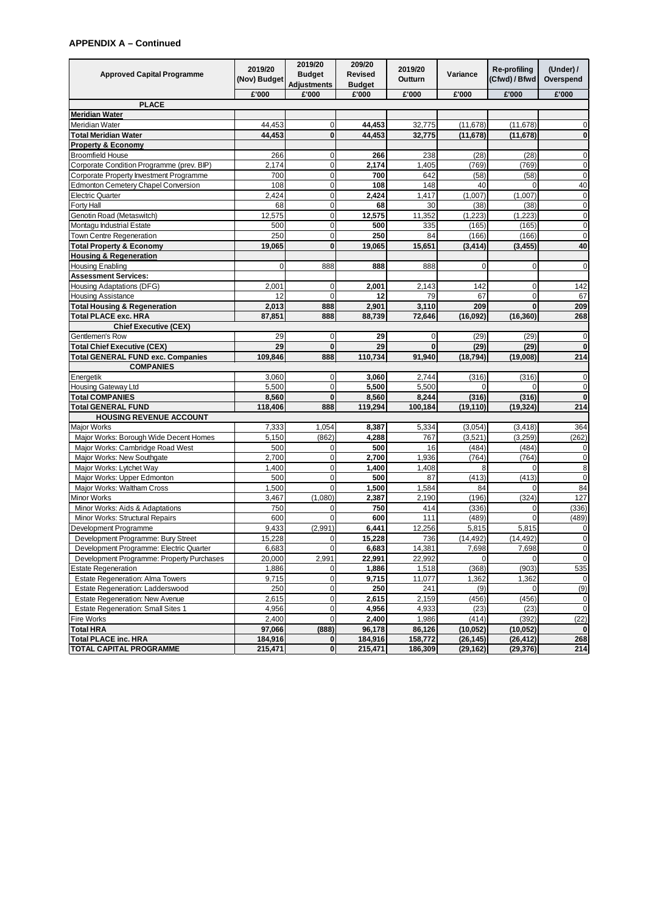**APPENDIX A – Continued**

| Approved Capital Programme | 2019/20 (Nov) Budget | 2019/20 Budget Adjustments | 209/20 Revised Budget | 2019/20 Outturn | Variance | Re-profiling (Cfwd) / Bfwd | (Under) / Overspend |
|---|---|---|---|---|---|---|---|
| | £'000 | £'000 | £'000 | £'000 | £'000 | £'000 | £'000 |
| **PLACE** | | | | | | | |
| **Meridian Water** | | | | | | | |
| Meridian Water | 44,453 | 0 | **44,453** | 32,775 | (11,678) | (11,678) | 0 |
| **Total Meridian Water** | **44,453** | **0** | **44,453** | **32,775** | **(11,678)** | **(11,678)** | **0** |
| **Property & Economy** | | | | | | | |
| Broomfield House | 266 | 0 | **266** | 238 | (28) | (28) | 0 |
| Corporate Condition Programme (prev. BIP) | 2,174 | 0 | **2,174** | 1,405 | (769) | (769) | 0 |
| Corporate Property Investment Programme | 700 | 0 | **700** | 642 | (58) | (58) | 0 |
| Edmonton Cemetery Chapel Conversion | 108 | 0 | **108** | 148 | 40 | 0 | 40 |
| Electric Quarter | 2,424 | 0 | **2,424** | 1,417 | (1,007) | (1,007) | 0 |
| Forty Hall | 68 | 0 | **68** | 30 | (38) | (38) | 0 |
| Genotin Road (Metaswitch) | 12,575 | 0 | **12,575** | 11,352 | (1,223) | (1,223) | 0 |
| Montagu Industrial Estate | 500 | 0 | **500** | 335 | (165) | (165) | 0 |
| Town Centre Regeneration | 250 | 0 | **250** | 84 | (166) | (166) | 0 |
| **Total Property & Economy** | **19,065** | **0** | **19,065** | **15,651** | **(3,414)** | **(3,455)** | **40** |
| **Housing & Regeneration** | | | | | | | |
| Housing Enabling | 0 | 888 | **888** | 888 | 0 | 0 | 0 |
| **Assessment Services:** | | | | | | | |
| Housing Adaptations (DFG) | 2,001 | 0 | **2,001** | 2,143 | 142 | 0 | 142 |
| Housing Assistance | 12 | 0 | **12** | 79 | 67 | 0 | 67 |
| **Total Housing & Regeneration** | **2,013** | **888** | **2,901** | **3,110** | **209** | **0** | **209** |
| **Total PLACE exc. HRA** | **87,851** | **888** | **88,739** | **72,646** | **(16,092)** | **(16,360)** | **268** |
| **Chief Executive (CEX)** | | | | | | | |
| Gentlemen's Row | 29 | 0 | **29** | 0 | (29) | (29) | 0 |
| **Total Chief Executive (CEX)** | **29** | **0** | **29** | **0** | **(29)** | **(29)** | **0** |
| **Total GENERAL FUND exc. Companies** | **109,846** | **888** | **110,734** | **91,940** | **(18,794)** | **(19,008)** | **214** |
| **COMPANIES** | | | | | | | |
| Energetik | 3,060 | 0 | **3,060** | 2,744 | (316) | (316) | 0 |
| Housing Gateway Ltd | 5,500 | 0 | **5,500** | 5,500 | 0 | 0 | 0 |
| **Total COMPANIES** | **8,560** | **0** | **8,560** | **8,244** | **(316)** | **(316)** | **0** |
| **Total GENERAL FUND** | **118,406** | **888** | **119,294** | **100,184** | **(19,110)** | **(19,324)** | **214** |
| **HOUSING REVENUE ACCOUNT** | | | | | | | |
| Major Works | 7,333 | 1,054 | **8,387** | 5,334 | (3,054) | (3,418) | 364 |
| Major Works: Borough Wide Decent Homes | 5,150 | (862) | **4,288** | 767 | (3,521) | (3,259) | (262) |
| Major Works: Cambridge Road West | 500 | 0 | **500** | 16 | (484) | (484) | 0 |
| Major Works: New Southgate | 2,700 | 0 | **2,700** | 1,936 | (764) | (764) | 0 |
| Major Works: Lytchet Way | 1,400 | 0 | **1,400** | 1,408 | 8 | 0 | 8 |
| Major Works: Upper Edmonton | 500 | 0 | **500** | 87 | (413) | (413) | 0 |
| Major Works: Waltham Cross | 1,500 | 0 | **1,500** | 1,584 | 84 | 0 | 84 |
| Minor Works | 3,467 | (1,080) | **2,387** | 2,190 | (196) | (324) | 127 |
| Minor Works: Aids & Adaptations | 750 | 0 | **750** | 414 | (336) | 0 | (336) |
| Minor Works: Structural Repairs | 600 | 0 | **600** | 111 | (489) | 0 | (489) |
| Development Programme | 9,433 | (2,991) | **6,441** | 12,256 | 5,815 | 5,815 | 0 |
| Development Programme: Bury Street | 15,228 | 0 | **15,228** | 736 | (14,492) | (14,492) | 0 |
| Development Programme: Electric Quarter | 6,683 | 0 | **6,683** | 14,381 | 7,698 | 7,698 | 0 |
| Development Programme: Property Purchases | 20,000 | 2,991 | **22,991** | 22,992 | 0 | 0 | 0 |
| Estate Regeneration | 1,886 | 0 | **1,886** | 1,518 | (368) | (903) | 535 |
| Estate Regeneration: Alma Towers | 9,715 | 0 | **9,715** | 11,077 | 1,362 | 1,362 | 0 |
| Estate Regeneration: Ladderswood | 250 | 0 | **250** | 241 | (9) | 0 | (9) |
| Estate Regeneration: New Avenue | 2,615 | 0 | **2,615** | 2,159 | (456) | (456) | 0 |
| Estate Regeneration: Small Sites 1 | 4,956 | 0 | **4,956** | 4,933 | (23) | (23) | 0 |
| Fire Works | 2,400 | 0 | **2,400** | 1,986 | (414) | (392) | (22) |
| **Total HRA** | **97,066** | **(888)** | **96,178** | **86,126** | **(10,052)** | **(10,052)** | **0** |
| **Total PLACE inc. HRA** | **184,916** | **0** | **184,916** | **158,772** | **(26,145)** | **(26,412)** | **268** |
| **TOTAL CAPITAL PROGRAMME** | **215,471** | **0** | **215,471** | **186,309** | **(29,162)** | **(29,376)** | **214** |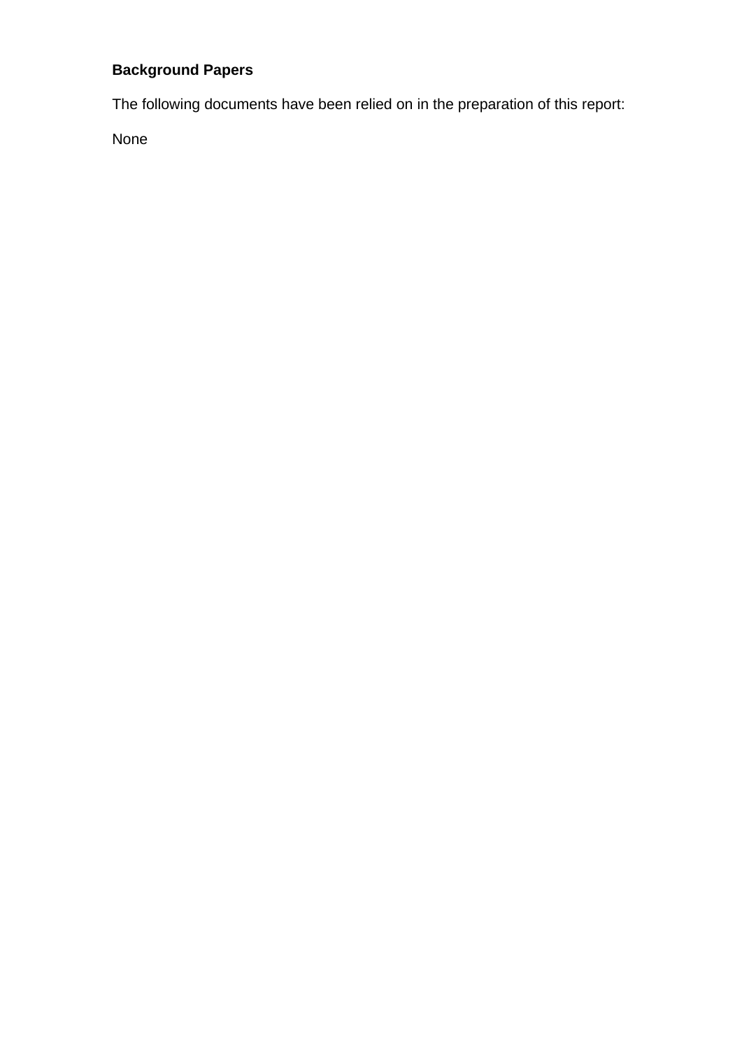**Background Papers**

The following documents have been relied on in the preparation of this report:

None